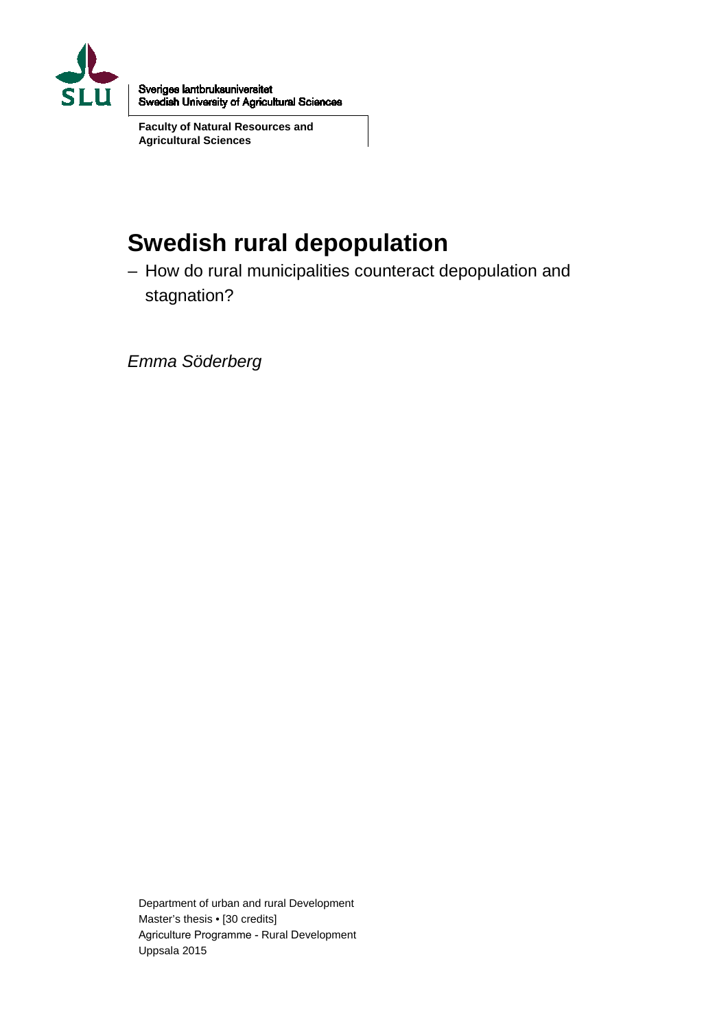Sveriges lantbruksuniversitet
Swedish University of Agricultural Sciences

**Faculty of Natural Resources and Agricultural Sciences**

# Swedish rural depopulation

– How do rural municipalities counteract depopulation and stagnation?

*Emma Söderberg*

Department of urban and rural Development
Master's thesis • [30 credits]
Agriculture Programme - Rural Development
Uppsala 2015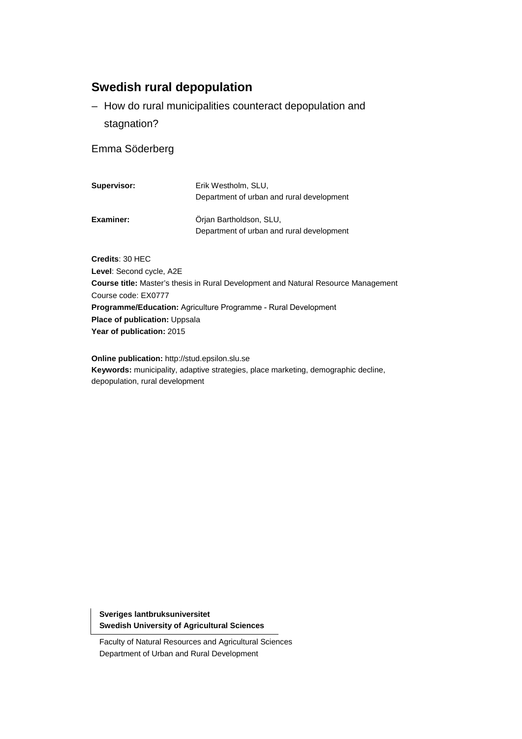# Swedish rural depopulation

– How do rural municipalities counteract depopulation and stagnation?

Emma Söderberg

| | |
|---|---|
| **Supervisor:** | Erik Westholm, SLU, Department of urban and rural development |
| **Examiner:** | Örjan Bartholdson, SLU, Department of urban and rural development |

**Credits**: 30 HEC
**Level**: Second cycle, A2E
**Course title:** Master's thesis in Rural Development and Natural Resource Management
Course code: EX0777
**Programme/Education:** Agriculture Programme - Rural Development
**Place of publication:** Uppsala
**Year of publication:** 2015

**Online publication:** http://stud.epsilon.slu.se
**Keywords:** municipality, adaptive strategies, place marketing, demographic decline, depopulation, rural development

**Sveriges lantbruksuniversitet**
**Swedish University of Agricultural Sciences**

Faculty of Natural Resources and Agricultural Sciences
Department of Urban and Rural Development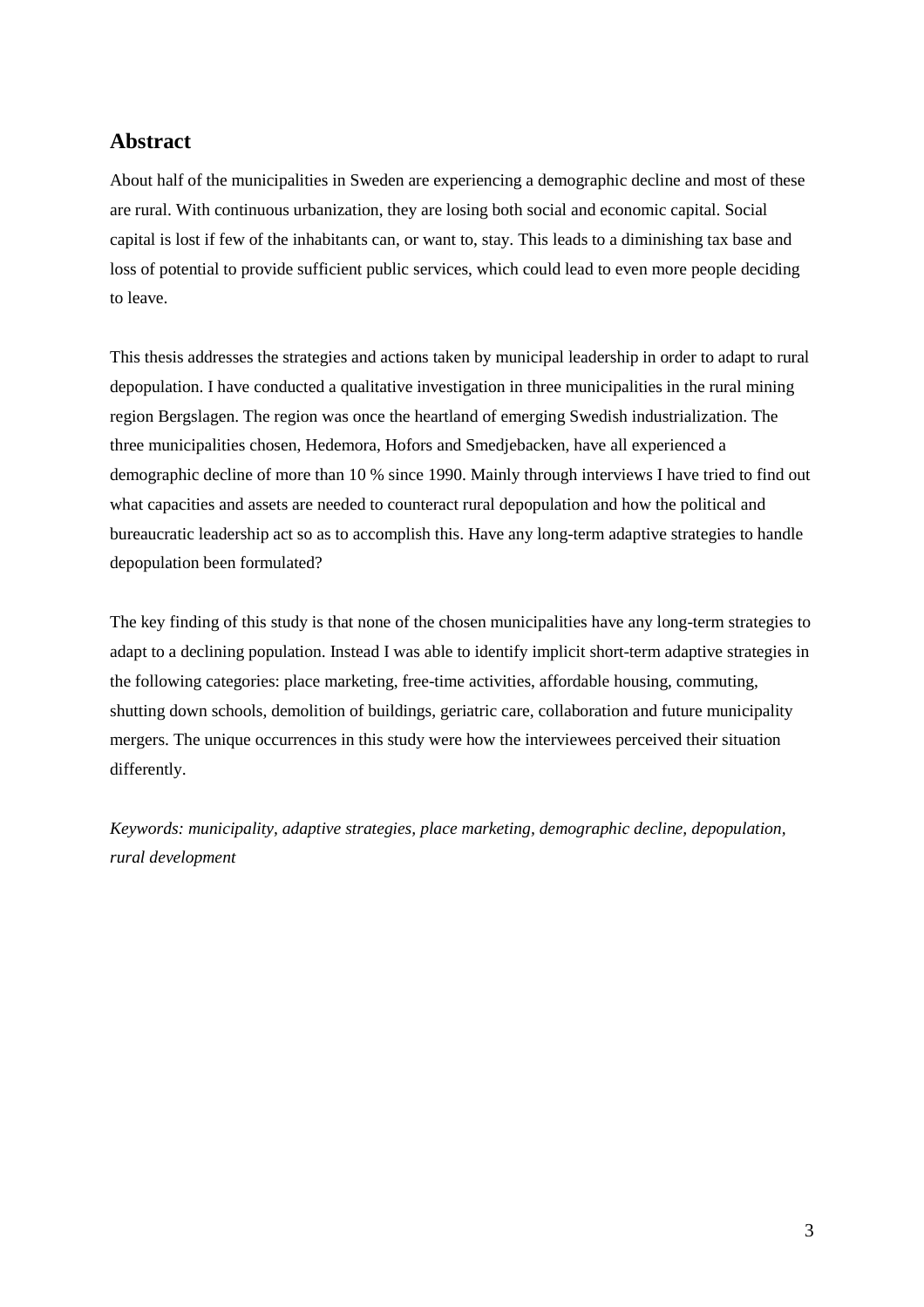## Abstract

About half of the municipalities in Sweden are experiencing a demographic decline and most of these are rural. With continuous urbanization, they are losing both social and economic capital. Social capital is lost if few of the inhabitants can, or want to, stay. This leads to a diminishing tax base and loss of potential to provide sufficient public services, which could lead to even more people deciding to leave.

This thesis addresses the strategies and actions taken by municipal leadership in order to adapt to rural depopulation. I have conducted a qualitative investigation in three municipalities in the rural mining region Bergslagen. The region was once the heartland of emerging Swedish industrialization. The three municipalities chosen, Hedemora, Hofors and Smedjebacken, have all experienced a demographic decline of more than 10 % since 1990. Mainly through interviews I have tried to find out what capacities and assets are needed to counteract rural depopulation and how the political and bureaucratic leadership act so as to accomplish this. Have any long-term adaptive strategies to handle depopulation been formulated?

The key finding of this study is that none of the chosen municipalities have any long-term strategies to adapt to a declining population. Instead I was able to identify implicit short-term adaptive strategies in the following categories: place marketing, free-time activities, affordable housing, commuting, shutting down schools, demolition of buildings, geriatric care, collaboration and future municipality mergers. The unique occurrences in this study were how the interviewees perceived their situation differently.

*Keywords: municipality, adaptive strategies, place marketing, demographic decline, depopulation, rural development*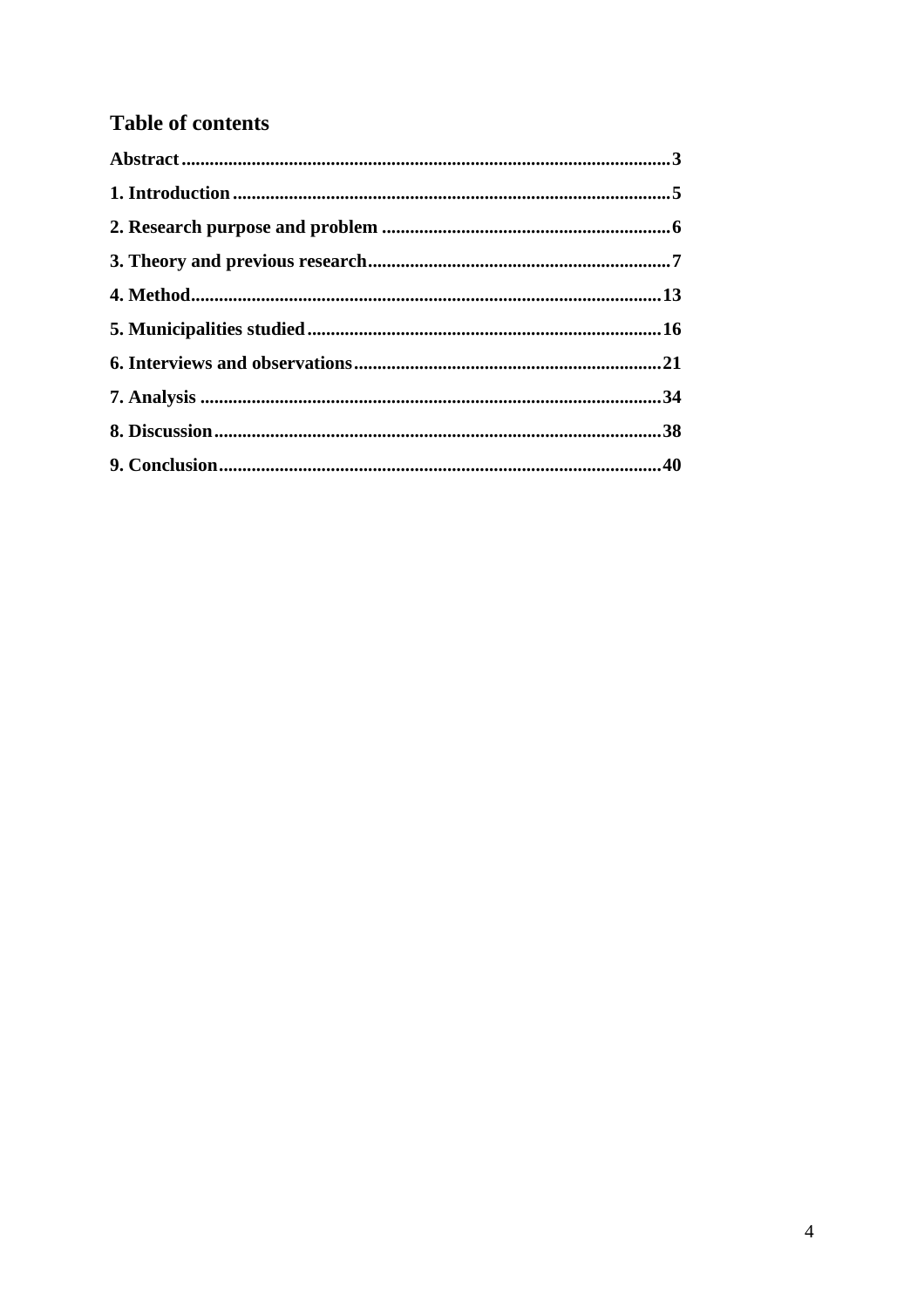## Table of contents

**Abstract** ........................................................................................................ **3**

**1. Introduction** ............................................................................................. **5**

**2. Research purpose and problem** ............................................................. **6**

**3. Theory and previous research** ................................................................ **7**

**4. Method** ..................................................................................................... **13**

**5. Municipalities studied** ........................................................................... **16**

**6. Interviews and observations** ................................................................. **21**

**7. Analysis** ................................................................................................... **34**

**8. Discussion** ............................................................................................... **38**

**9. Conclusion** .............................................................................................. **40**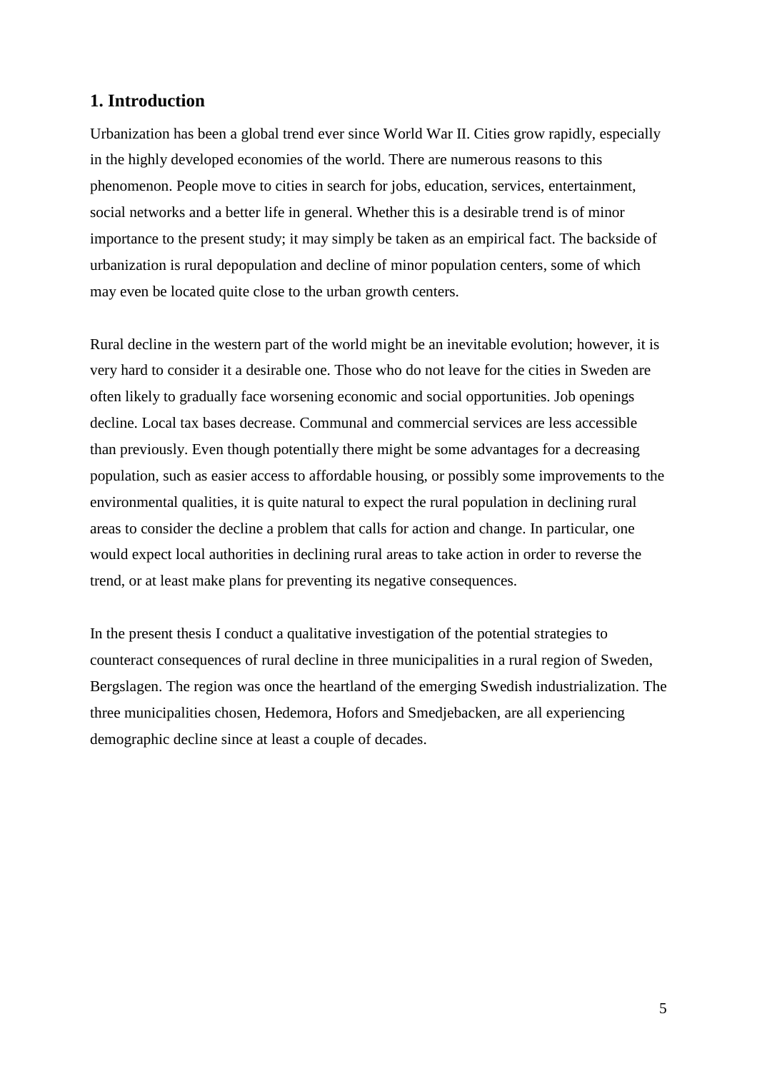## 1. Introduction

Urbanization has been a global trend ever since World War II. Cities grow rapidly, especially in the highly developed economies of the world. There are numerous reasons to this phenomenon. People move to cities in search for jobs, education, services, entertainment, social networks and a better life in general. Whether this is a desirable trend is of minor importance to the present study; it may simply be taken as an empirical fact. The backside of urbanization is rural depopulation and decline of minor population centers, some of which may even be located quite close to the urban growth centers.

Rural decline in the western part of the world might be an inevitable evolution; however, it is very hard to consider it a desirable one. Those who do not leave for the cities in Sweden are often likely to gradually face worsening economic and social opportunities. Job openings decline. Local tax bases decrease. Communal and commercial services are less accessible than previously. Even though potentially there might be some advantages for a decreasing population, such as easier access to affordable housing, or possibly some improvements to the environmental qualities, it is quite natural to expect the rural population in declining rural areas to consider the decline a problem that calls for action and change. In particular, one would expect local authorities in declining rural areas to take action in order to reverse the trend, or at least make plans for preventing its negative consequences.

In the present thesis I conduct a qualitative investigation of the potential strategies to counteract consequences of rural decline in three municipalities in a rural region of Sweden, Bergslagen. The region was once the heartland of the emerging Swedish industrialization. The three municipalities chosen, Hedemora, Hofors and Smedjebacken, are all experiencing demographic decline since at least a couple of decades.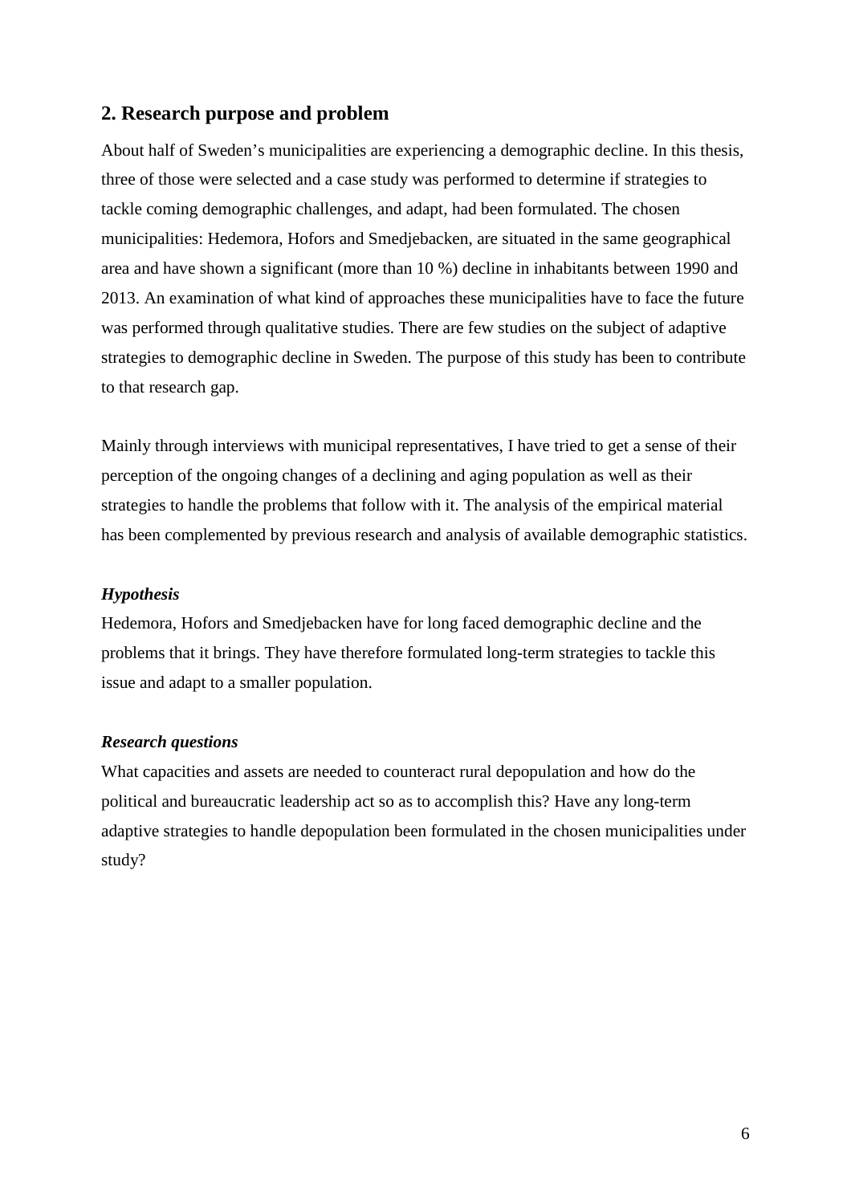## 2. Research purpose and problem

About half of Sweden's municipalities are experiencing a demographic decline. In this thesis, three of those were selected and a case study was performed to determine if strategies to tackle coming demographic challenges, and adapt, had been formulated. The chosen municipalities: Hedemora, Hofors and Smedjebacken, are situated in the same geographical area and have shown a significant (more than 10 %) decline in inhabitants between 1990 and 2013. An examination of what kind of approaches these municipalities have to face the future was performed through qualitative studies. There are few studies on the subject of adaptive strategies to demographic decline in Sweden. The purpose of this study has been to contribute to that research gap.

Mainly through interviews with municipal representatives, I have tried to get a sense of their perception of the ongoing changes of a declining and aging population as well as their strategies to handle the problems that follow with it. The analysis of the empirical material has been complemented by previous research and analysis of available demographic statistics.

***Hypothesis***

Hedemora, Hofors and Smedjebacken have for long faced demographic decline and the problems that it brings. They have therefore formulated long-term strategies to tackle this issue and adapt to a smaller population.

***Research questions***

What capacities and assets are needed to counteract rural depopulation and how do the political and bureaucratic leadership act so as to accomplish this? Have any long-term adaptive strategies to handle depopulation been formulated in the chosen municipalities under study?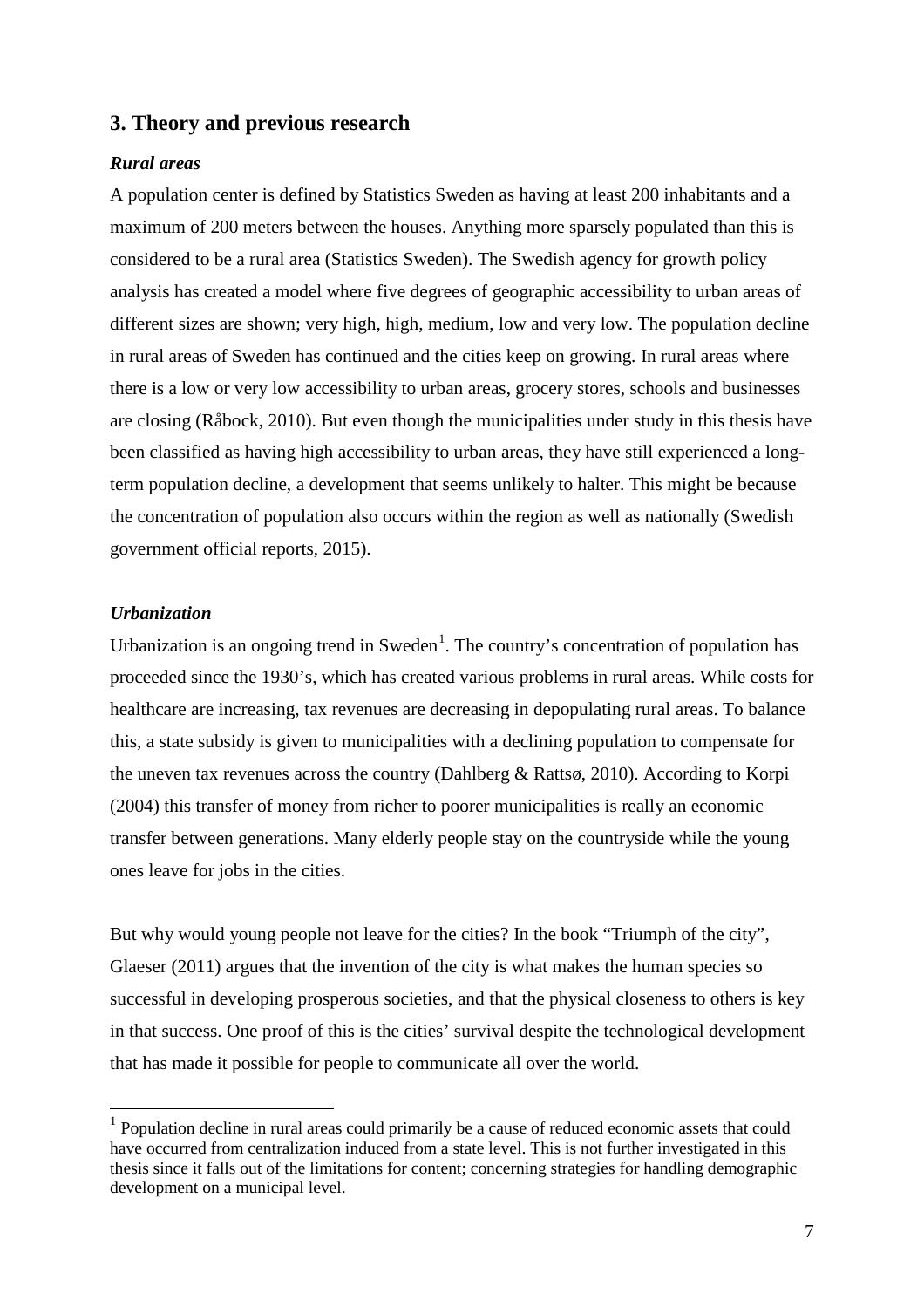## 3. Theory and previous research

### *Rural areas*

A population center is defined by Statistics Sweden as having at least 200 inhabitants and a maximum of 200 meters between the houses. Anything more sparsely populated than this is considered to be a rural area (Statistics Sweden). The Swedish agency for growth policy analysis has created a model where five degrees of geographic accessibility to urban areas of different sizes are shown; very high, high, medium, low and very low. The population decline in rural areas of Sweden has continued and the cities keep on growing. In rural areas where there is a low or very low accessibility to urban areas, grocery stores, schools and businesses are closing (Råbock, 2010). But even though the municipalities under study in this thesis have been classified as having high accessibility to urban areas, they have still experienced a long-term population decline, a development that seems unlikely to halter. This might be because the concentration of population also occurs within the region as well as nationally (Swedish government official reports, 2015).

### *Urbanization*

Urbanization is an ongoing trend in Sweden[1]. The country's concentration of population has proceeded since the 1930's, which has created various problems in rural areas. While costs for healthcare are increasing, tax revenues are decreasing in depopulating rural areas. To balance this, a state subsidy is given to municipalities with a declining population to compensate for the uneven tax revenues across the country (Dahlberg & Rattsø, 2010). According to Korpi (2004) this transfer of money from richer to poorer municipalities is really an economic transfer between generations. Many elderly people stay on the countryside while the young ones leave for jobs in the cities.

But why would young people not leave for the cities? In the book "Triumph of the city", Glaeser (2011) argues that the invention of the city is what makes the human species so successful in developing prosperous societies, and that the physical closeness to others is key in that success. One proof of this is the cities' survival despite the technological development that has made it possible for people to communicate all over the world.

[1] Population decline in rural areas could primarily be a cause of reduced economic assets that could have occurred from centralization induced from a state level. This is not further investigated in this thesis since it falls out of the limitations for content; concerning strategies for handling demographic development on a municipal level.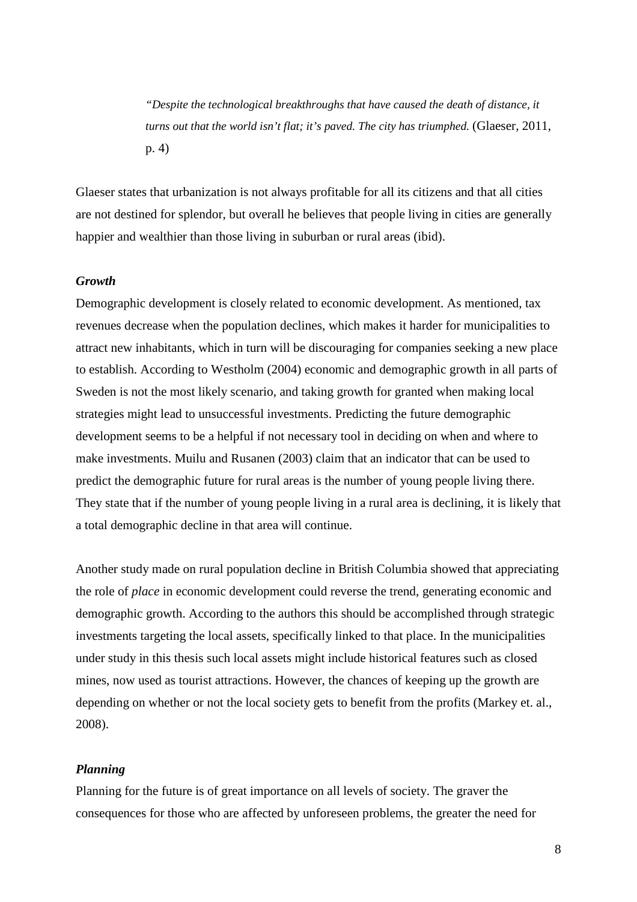> *"Despite the technological breakthroughs that have caused the death of distance, it turns out that the world isn't flat; it's paved. The city has triumphed.* (Glaeser, 2011, p. 4)

Glaeser states that urbanization is not always profitable for all its citizens and that all cities are not destined for splendor, but overall he believes that people living in cities are generally happier and wealthier than those living in suburban or rural areas (ibid).

### *Growth*

Demographic development is closely related to economic development. As mentioned, tax revenues decrease when the population declines, which makes it harder for municipalities to attract new inhabitants, which in turn will be discouraging for companies seeking a new place to establish. According to Westholm (2004) economic and demographic growth in all parts of Sweden is not the most likely scenario, and taking growth for granted when making local strategies might lead to unsuccessful investments. Predicting the future demographic development seems to be a helpful if not necessary tool in deciding on when and where to make investments. Muilu and Rusanen (2003) claim that an indicator that can be used to predict the demographic future for rural areas is the number of young people living there. They state that if the number of young people living in a rural area is declining, it is likely that a total demographic decline in that area will continue.

Another study made on rural population decline in British Columbia showed that appreciating the role of *place* in economic development could reverse the trend, generating economic and demographic growth. According to the authors this should be accomplished through strategic investments targeting the local assets, specifically linked to that place. In the municipalities under study in this thesis such local assets might include historical features such as closed mines, now used as tourist attractions. However, the chances of keeping up the growth are depending on whether or not the local society gets to benefit from the profits (Markey et. al., 2008).

### *Planning*

Planning for the future is of great importance on all levels of society. The graver the consequences for those who are affected by unforeseen problems, the greater the need for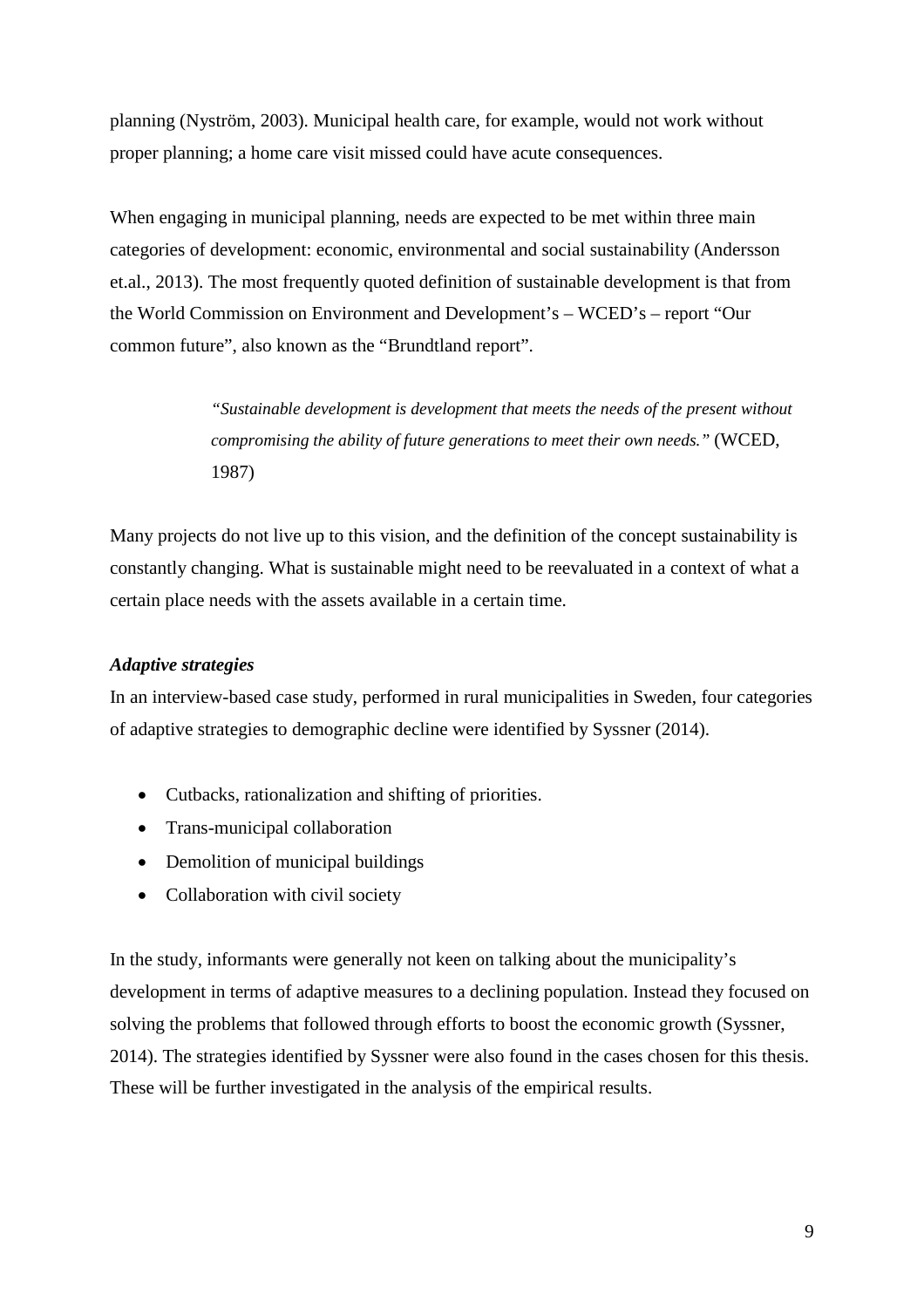planning (Nyström, 2003). Municipal health care, for example, would not work without proper planning; a home care visit missed could have acute consequences.

When engaging in municipal planning, needs are expected to be met within three main categories of development: economic, environmental and social sustainability (Andersson et.al., 2013). The most frequently quoted definition of sustainable development is that from the World Commission on Environment and Development's – WCED's – report "Our common future", also known as the "Brundtland report".

> *"Sustainable development is development that meets the needs of the present without compromising the ability of future generations to meet their own needs."* (WCED, 1987)

Many projects do not live up to this vision, and the definition of the concept sustainability is constantly changing. What is sustainable might need to be reevaluated in a context of what a certain place needs with the assets available in a certain time.

***Adaptive strategies***

In an interview-based case study, performed in rural municipalities in Sweden, four categories of adaptive strategies to demographic decline were identified by Syssner (2014).

- Cutbacks, rationalization and shifting of priorities.
- Trans-municipal collaboration
- Demolition of municipal buildings
- Collaboration with civil society

In the study, informants were generally not keen on talking about the municipality's development in terms of adaptive measures to a declining population. Instead they focused on solving the problems that followed through efforts to boost the economic growth (Syssner, 2014). The strategies identified by Syssner were also found in the cases chosen for this thesis. These will be further investigated in the analysis of the empirical results.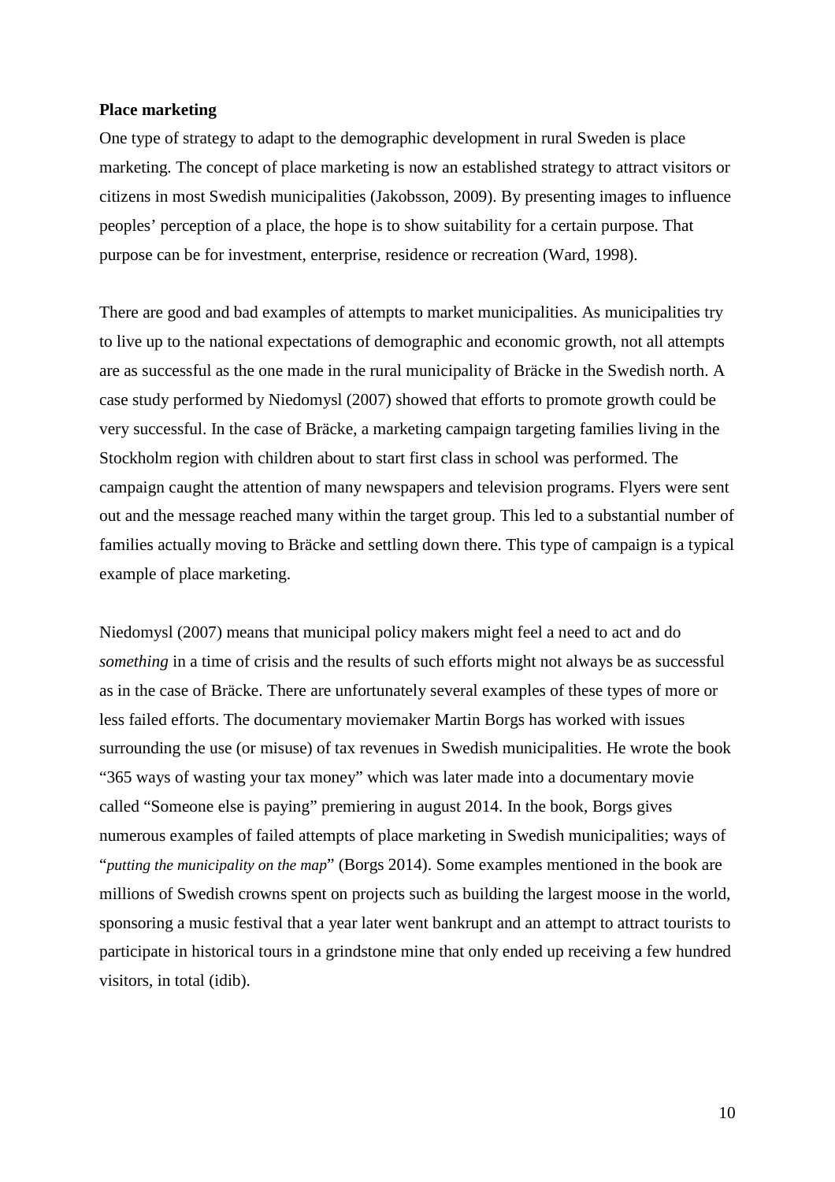**Place marketing**

One type of strategy to adapt to the demographic development in rural Sweden is place marketing. The concept of place marketing is now an established strategy to attract visitors or citizens in most Swedish municipalities (Jakobsson, 2009). By presenting images to influence peoples' perception of a place, the hope is to show suitability for a certain purpose. That purpose can be for investment, enterprise, residence or recreation (Ward, 1998).

There are good and bad examples of attempts to market municipalities. As municipalities try to live up to the national expectations of demographic and economic growth, not all attempts are as successful as the one made in the rural municipality of Bräcke in the Swedish north. A case study performed by Niedomysl (2007) showed that efforts to promote growth could be very successful. In the case of Bräcke, a marketing campaign targeting families living in the Stockholm region with children about to start first class in school was performed. The campaign caught the attention of many newspapers and television programs. Flyers were sent out and the message reached many within the target group. This led to a substantial number of families actually moving to Bräcke and settling down there. This type of campaign is a typical example of place marketing.

Niedomysl (2007) means that municipal policy makers might feel a need to act and do *something* in a time of crisis and the results of such efforts might not always be as successful as in the case of Bräcke. There are unfortunately several examples of these types of more or less failed efforts. The documentary moviemaker Martin Borgs has worked with issues surrounding the use (or misuse) of tax revenues in Swedish municipalities. He wrote the book "365 ways of wasting your tax money" which was later made into a documentary movie called "Someone else is paying" premiering in august 2014. In the book, Borgs gives numerous examples of failed attempts of place marketing in Swedish municipalities; ways of "*putting the municipality on the map*" (Borgs 2014). Some examples mentioned in the book are millions of Swedish crowns spent on projects such as building the largest moose in the world, sponsoring a music festival that a year later went bankrupt and an attempt to attract tourists to participate in historical tours in a grindstone mine that only ended up receiving a few hundred visitors, in total (idib).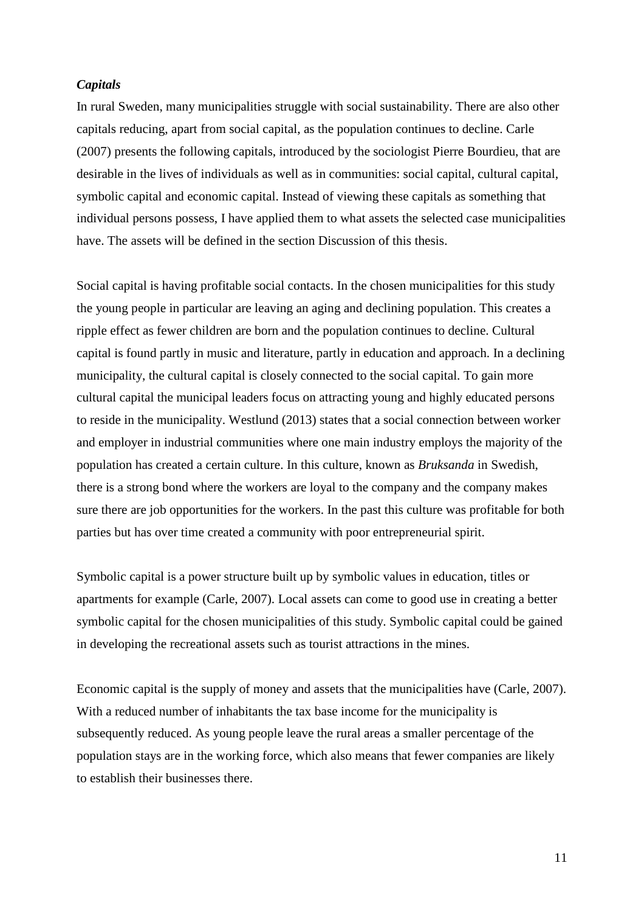***Capitals***

In rural Sweden, many municipalities struggle with social sustainability. There are also other capitals reducing, apart from social capital, as the population continues to decline. Carle (2007) presents the following capitals, introduced by the sociologist Pierre Bourdieu, that are desirable in the lives of individuals as well as in communities: social capital, cultural capital, symbolic capital and economic capital. Instead of viewing these capitals as something that individual persons possess, I have applied them to what assets the selected case municipalities have. The assets will be defined in the section Discussion of this thesis.

Social capital is having profitable social contacts. In the chosen municipalities for this study the young people in particular are leaving an aging and declining population. This creates a ripple effect as fewer children are born and the population continues to decline. Cultural capital is found partly in music and literature, partly in education and approach. In a declining municipality, the cultural capital is closely connected to the social capital. To gain more cultural capital the municipal leaders focus on attracting young and highly educated persons to reside in the municipality. Westlund (2013) states that a social connection between worker and employer in industrial communities where one main industry employs the majority of the population has created a certain culture. In this culture, known as *Bruksanda* in Swedish, there is a strong bond where the workers are loyal to the company and the company makes sure there are job opportunities for the workers. In the past this culture was profitable for both parties but has over time created a community with poor entrepreneurial spirit.

Symbolic capital is a power structure built up by symbolic values in education, titles or apartments for example (Carle, 2007). Local assets can come to good use in creating a better symbolic capital for the chosen municipalities of this study. Symbolic capital could be gained in developing the recreational assets such as tourist attractions in the mines.

Economic capital is the supply of money and assets that the municipalities have (Carle, 2007). With a reduced number of inhabitants the tax base income for the municipality is subsequently reduced. As young people leave the rural areas a smaller percentage of the population stays are in the working force, which also means that fewer companies are likely to establish their businesses there.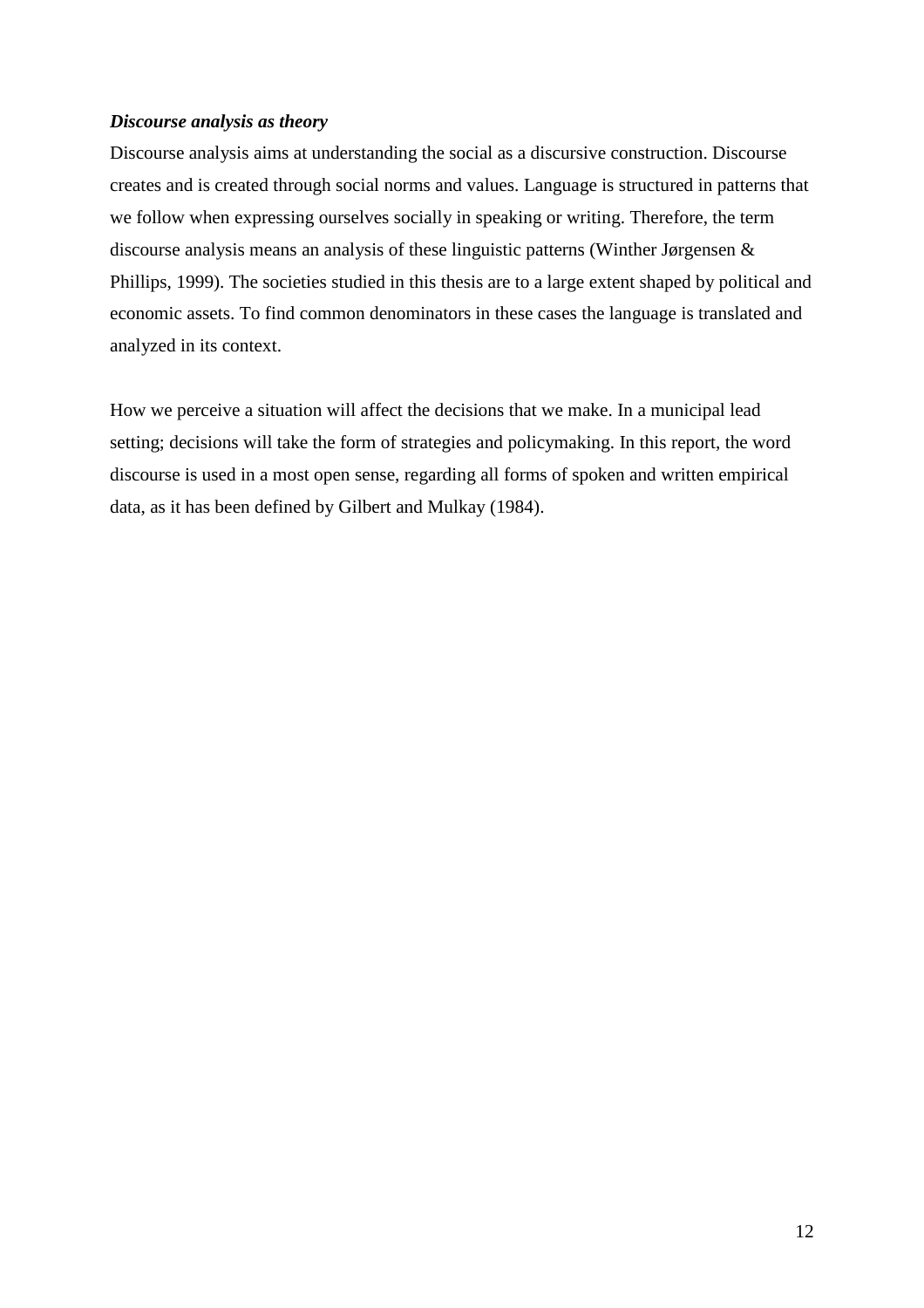***Discourse analysis as theory***

Discourse analysis aims at understanding the social as a discursive construction. Discourse creates and is created through social norms and values. Language is structured in patterns that we follow when expressing ourselves socially in speaking or writing. Therefore, the term discourse analysis means an analysis of these linguistic patterns (Winther Jørgensen & Phillips, 1999). The societies studied in this thesis are to a large extent shaped by political and economic assets. To find common denominators in these cases the language is translated and analyzed in its context.

How we perceive a situation will affect the decisions that we make. In a municipal lead setting; decisions will take the form of strategies and policymaking. In this report, the word discourse is used in a most open sense, regarding all forms of spoken and written empirical data, as it has been defined by Gilbert and Mulkay (1984).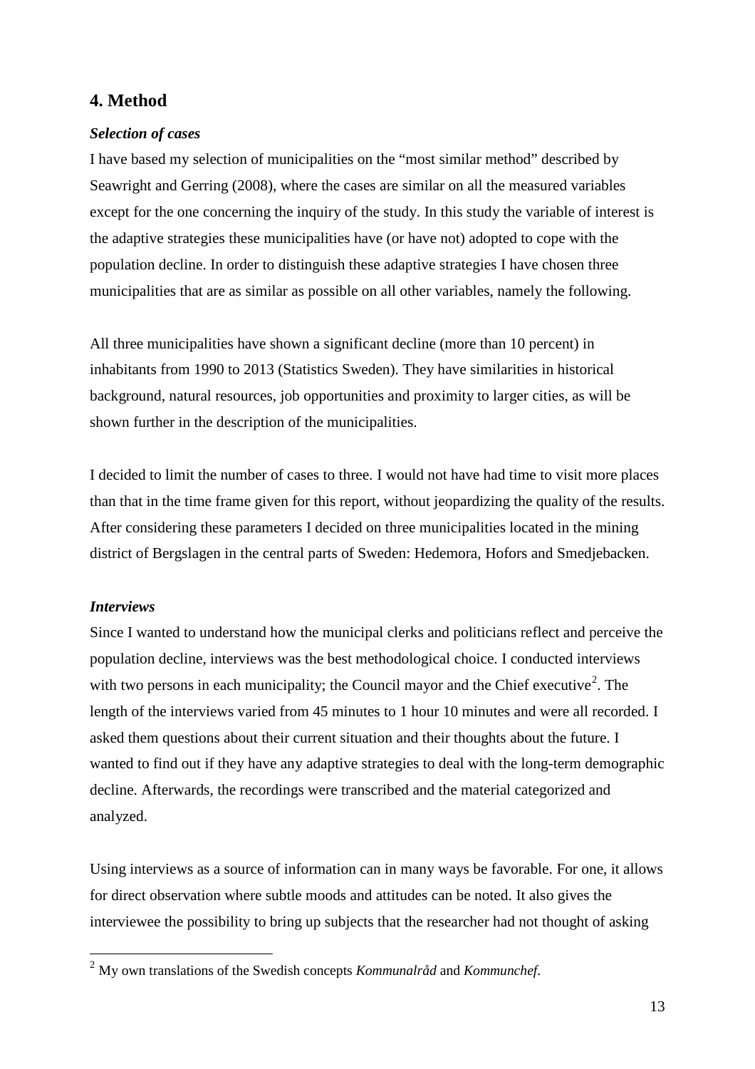## 4. Method

***Selection of cases***

I have based my selection of municipalities on the "most similar method" described by Seawright and Gerring (2008), where the cases are similar on all the measured variables except for the one concerning the inquiry of the study. In this study the variable of interest is the adaptive strategies these municipalities have (or have not) adopted to cope with the population decline. In order to distinguish these adaptive strategies I have chosen three municipalities that are as similar as possible on all other variables, namely the following.

All three municipalities have shown a significant decline (more than 10 percent) in inhabitants from 1990 to 2013 (Statistics Sweden). They have similarities in historical background, natural resources, job opportunities and proximity to larger cities, as will be shown further in the description of the municipalities.

I decided to limit the number of cases to three. I would not have had time to visit more places than that in the time frame given for this report, without jeopardizing the quality of the results. After considering these parameters I decided on three municipalities located in the mining district of Bergslagen in the central parts of Sweden: Hedemora, Hofors and Smedjebacken.

***Interviews***

Since I wanted to understand how the municipal clerks and politicians reflect and perceive the population decline, interviews was the best methodological choice. I conducted interviews with two persons in each municipality; the Council mayor and the Chief executive[2]. The length of the interviews varied from 45 minutes to 1 hour 10 minutes and were all recorded. I asked them questions about their current situation and their thoughts about the future. I wanted to find out if they have any adaptive strategies to deal with the long-term demographic decline. Afterwards, the recordings were transcribed and the material categorized and analyzed.

Using interviews as a source of information can in many ways be favorable. For one, it allows for direct observation where subtle moods and attitudes can be noted. It also gives the interviewee the possibility to bring up subjects that the researcher had not thought of asking

[2] My own translations of the Swedish concepts *Kommunalråd* and *Kommunchef*.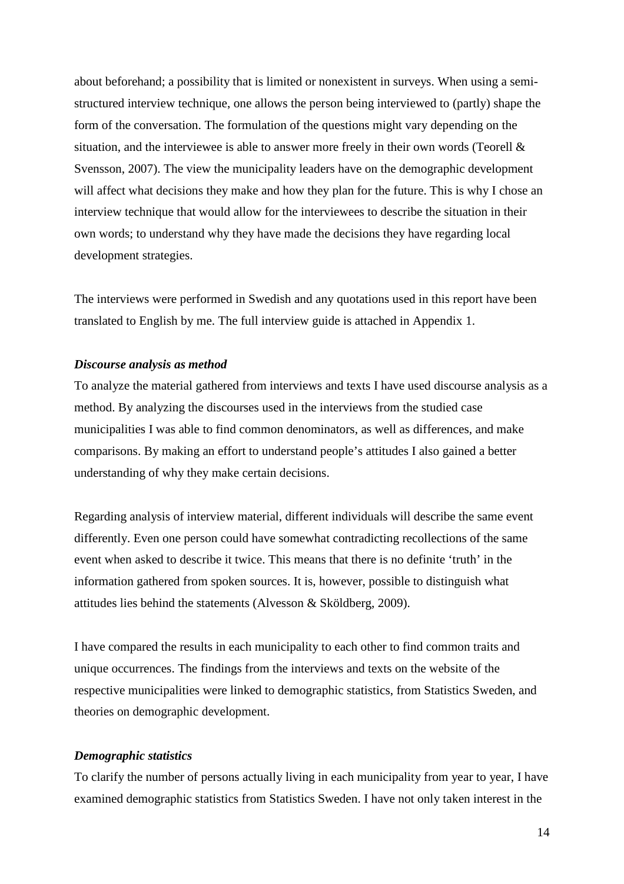about beforehand; a possibility that is limited or nonexistent in surveys. When using a semi-structured interview technique, one allows the person being interviewed to (partly) shape the form of the conversation. The formulation of the questions might vary depending on the situation, and the interviewee is able to answer more freely in their own words (Teorell & Svensson, 2007). The view the municipality leaders have on the demographic development will affect what decisions they make and how they plan for the future. This is why I chose an interview technique that would allow for the interviewees to describe the situation in their own words; to understand why they have made the decisions they have regarding local development strategies.

The interviews were performed in Swedish and any quotations used in this report have been translated to English by me. The full interview guide is attached in Appendix 1.

### *Discourse analysis as method*

To analyze the material gathered from interviews and texts I have used discourse analysis as a method. By analyzing the discourses used in the interviews from the studied case municipalities I was able to find common denominators, as well as differences, and make comparisons. By making an effort to understand people's attitudes I also gained a better understanding of why they make certain decisions.

Regarding analysis of interview material, different individuals will describe the same event differently. Even one person could have somewhat contradicting recollections of the same event when asked to describe it twice. This means that there is no definite 'truth' in the information gathered from spoken sources. It is, however, possible to distinguish what attitudes lies behind the statements (Alvesson & Sköldberg, 2009).

I have compared the results in each municipality to each other to find common traits and unique occurrences. The findings from the interviews and texts on the website of the respective municipalities were linked to demographic statistics, from Statistics Sweden, and theories on demographic development.

### *Demographic statistics*

To clarify the number of persons actually living in each municipality from year to year, I have examined demographic statistics from Statistics Sweden. I have not only taken interest in the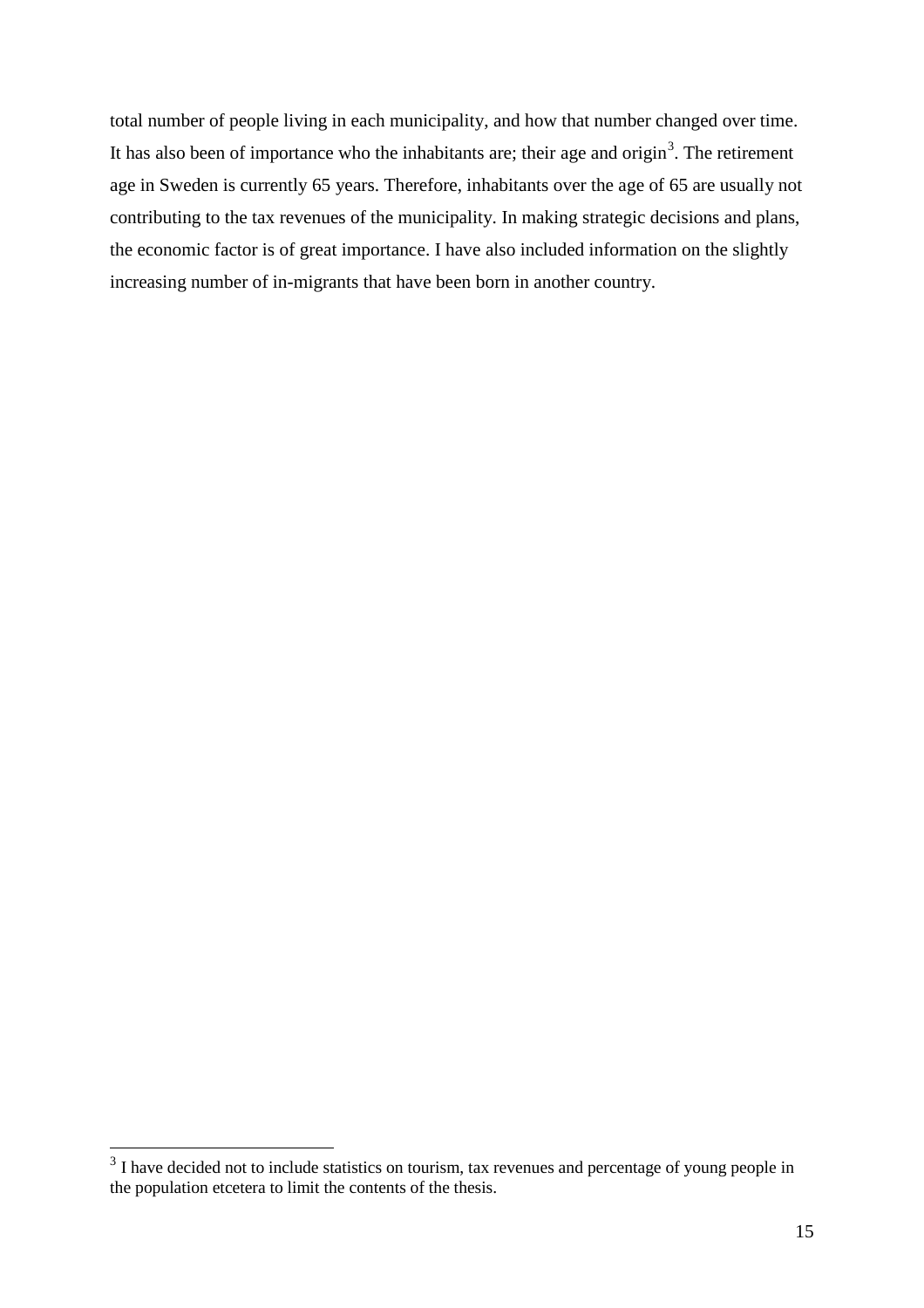total number of people living in each municipality, and how that number changed over time. It has also been of importance who the inhabitants are; their age and origin[3]. The retirement age in Sweden is currently 65 years. Therefore, inhabitants over the age of 65 are usually not contributing to the tax revenues of the municipality. In making strategic decisions and plans, the economic factor is of great importance. I have also included information on the slightly increasing number of in-migrants that have been born in another country.

---

[3] I have decided not to include statistics on tourism, tax revenues and percentage of young people in the population etcetera to limit the contents of the thesis.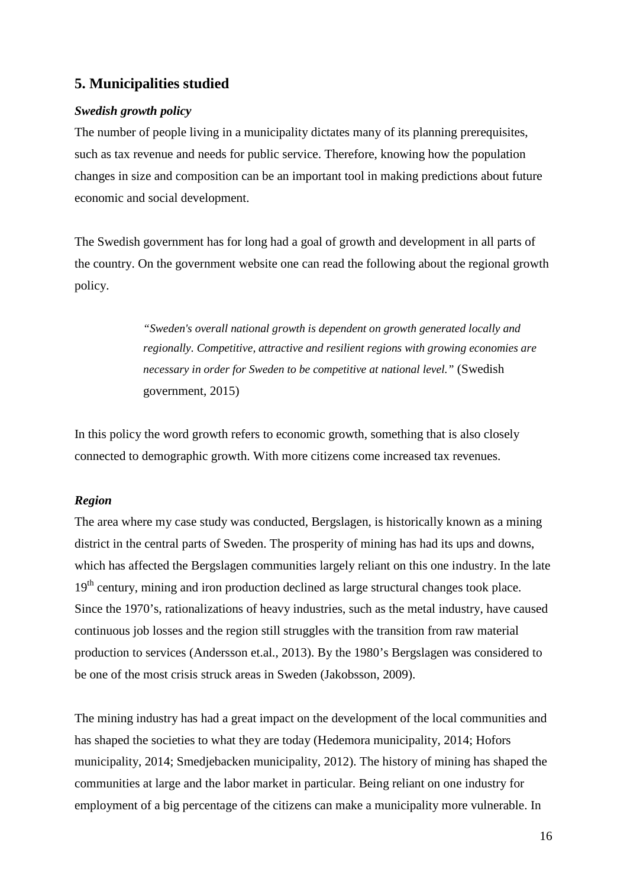## 5. Municipalities studied

### *Swedish growth policy*

The number of people living in a municipality dictates many of its planning prerequisites, such as tax revenue and needs for public service. Therefore, knowing how the population changes in size and composition can be an important tool in making predictions about future economic and social development.

The Swedish government has for long had a goal of growth and development in all parts of the country. On the government website one can read the following about the regional growth policy.

> *"Sweden's overall national growth is dependent on growth generated locally and regionally. Competitive, attractive and resilient regions with growing economies are necessary in order for Sweden to be competitive at national level."* (Swedish government, 2015)

In this policy the word growth refers to economic growth, something that is also closely connected to demographic growth. With more citizens come increased tax revenues.

### *Region*

The area where my case study was conducted, Bergslagen, is historically known as a mining district in the central parts of Sweden. The prosperity of mining has had its ups and downs, which has affected the Bergslagen communities largely reliant on this one industry. In the late 19th century, mining and iron production declined as large structural changes took place. Since the 1970's, rationalizations of heavy industries, such as the metal industry, have caused continuous job losses and the region still struggles with the transition from raw material production to services (Andersson et.al., 2013). By the 1980's Bergslagen was considered to be one of the most crisis struck areas in Sweden (Jakobsson, 2009).

The mining industry has had a great impact on the development of the local communities and has shaped the societies to what they are today (Hedemora municipality, 2014; Hofors municipality, 2014; Smedjebacken municipality, 2012). The history of mining has shaped the communities at large and the labor market in particular. Being reliant on one industry for employment of a big percentage of the citizens can make a municipality more vulnerable. In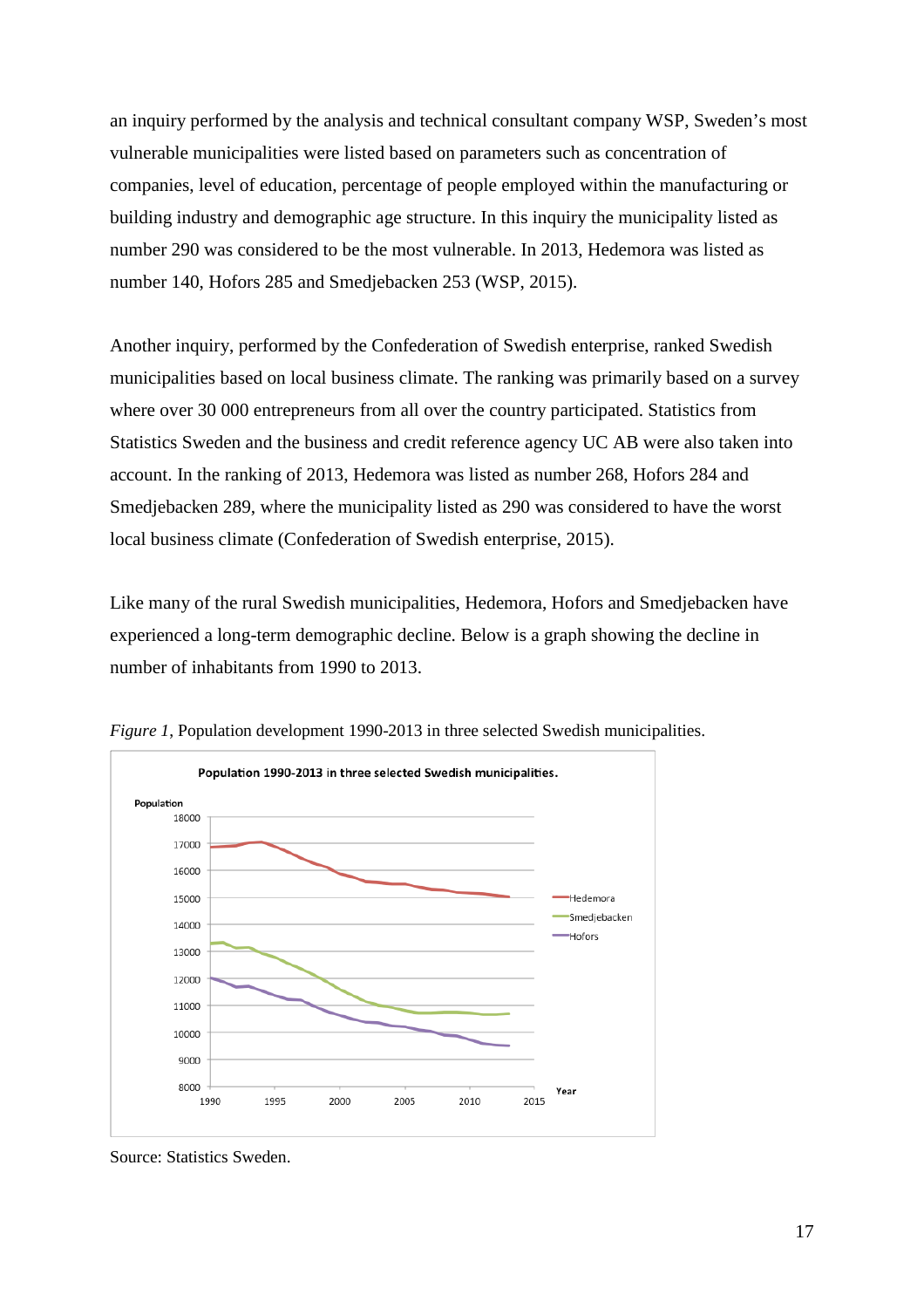an inquiry performed by the analysis and technical consultant company WSP, Sweden's most vulnerable municipalities were listed based on parameters such as concentration of companies, level of education, percentage of people employed within the manufacturing or building industry and demographic age structure. In this inquiry the municipality listed as number 290 was considered to be the most vulnerable. In 2013, Hedemora was listed as number 140, Hofors 285 and Smedjebacken 253 (WSP, 2015).

Another inquiry, performed by the Confederation of Swedish enterprise, ranked Swedish municipalities based on local business climate. The ranking was primarily based on a survey where over 30 000 entrepreneurs from all over the country participated. Statistics from Statistics Sweden and the business and credit reference agency UC AB were also taken into account. In the ranking of 2013, Hedemora was listed as number 268, Hofors 284 and Smedjebacken 289, where the municipality listed as 290 was considered to have the worst local business climate (Confederation of Swedish enterprise, 2015).

Like many of the rural Swedish municipalities, Hedemora, Hofors and Smedjebacken have experienced a long-term demographic decline. Below is a graph showing the decline in number of inhabitants from 1990 to 2013.

*Figure 1*, Population development 1990-2013 in three selected Swedish municipalities.

Source: Statistics Sweden.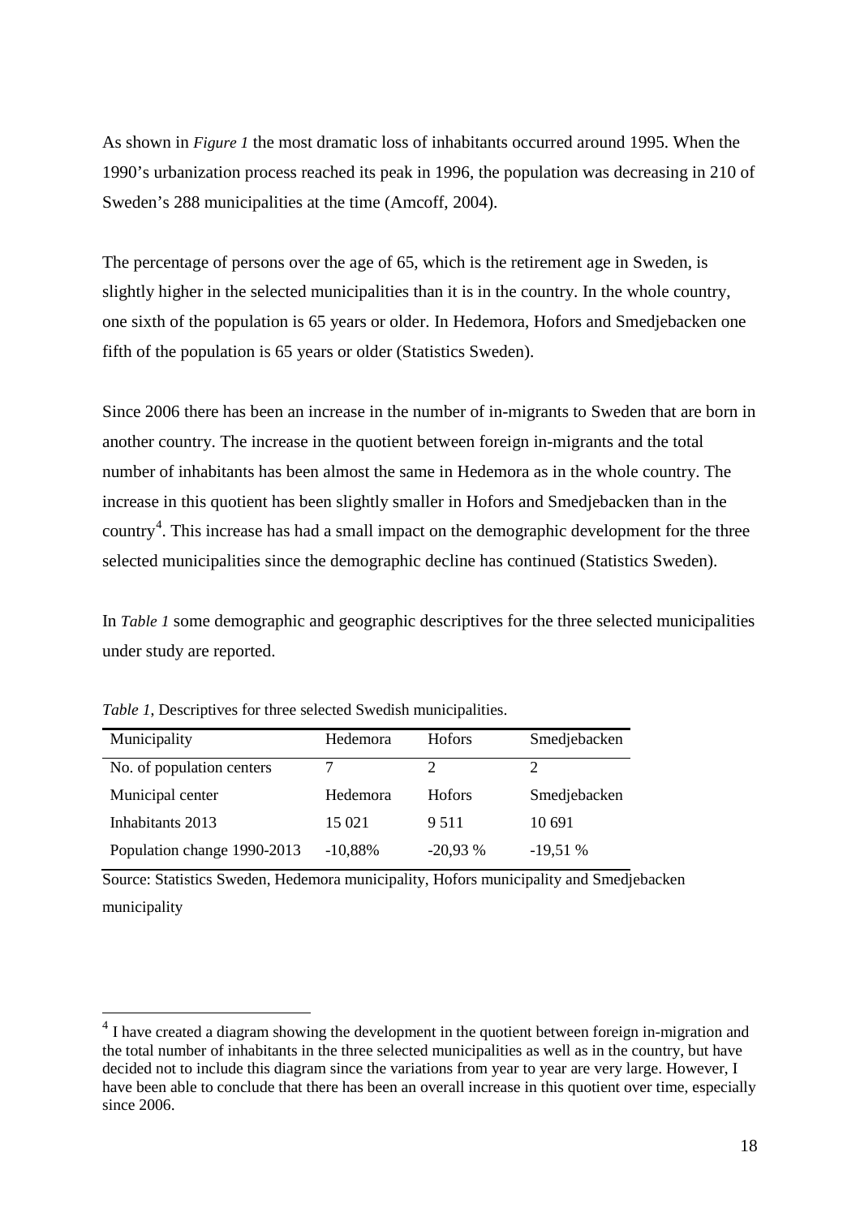As shown in *Figure 1* the most dramatic loss of inhabitants occurred around 1995. When the 1990's urbanization process reached its peak in 1996, the population was decreasing in 210 of Sweden's 288 municipalities at the time (Amcoff, 2004).

The percentage of persons over the age of 65, which is the retirement age in Sweden, is slightly higher in the selected municipalities than it is in the country. In the whole country, one sixth of the population is 65 years or older. In Hedemora, Hofors and Smedjebacken one fifth of the population is 65 years or older (Statistics Sweden).

Since 2006 there has been an increase in the number of in-migrants to Sweden that are born in another country. The increase in the quotient between foreign in-migrants and the total number of inhabitants has been almost the same in Hedemora as in the whole country. The increase in this quotient has been slightly smaller in Hofors and Smedjebacken than in the country[4]. This increase has had a small impact on the demographic development for the three selected municipalities since the demographic decline has continued (Statistics Sweden).

In *Table 1* some demographic and geographic descriptives for the three selected municipalities under study are reported.

*Table 1,* Descriptives for three selected Swedish municipalities.

| Municipality | Hedemora | Hofors | Smedjebacken |
|---|---|---|---|
| No. of population centers | 7 | 2 | 2 |
| Municipal center | Hedemora | Hofors | Smedjebacken |
| Inhabitants 2013 | 15 021 | 9 511 | 10 691 |
| Population change 1990-2013 | -10,88% | -20,93 % | -19,51 % |

Source: Statistics Sweden, Hedemora municipality, Hofors municipality and Smedjebacken municipality

[4] I have created a diagram showing the development in the quotient between foreign in-migration and the total number of inhabitants in the three selected municipalities as well as in the country, but have decided not to include this diagram since the variations from year to year are very large. However, I have been able to conclude that there has been an overall increase in this quotient over time, especially since 2006.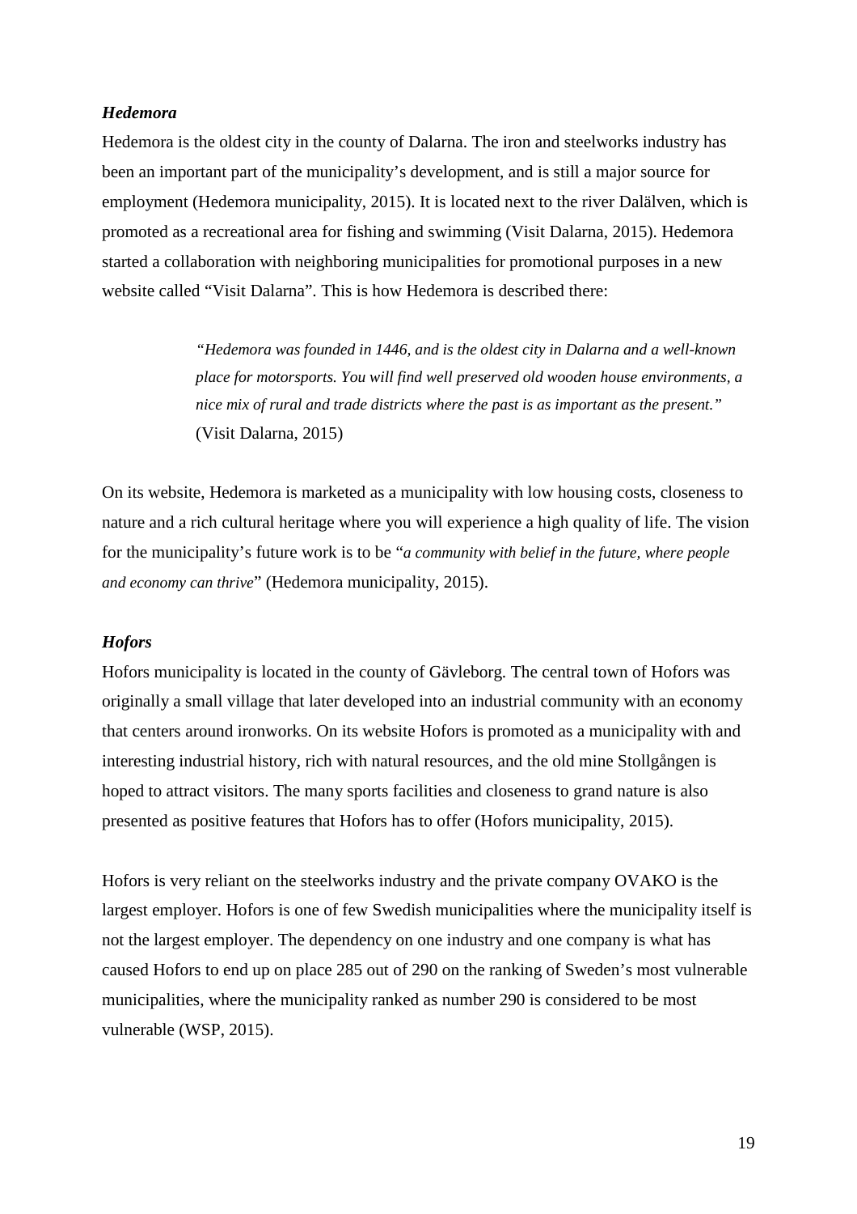### *Hedemora*

Hedemora is the oldest city in the county of Dalarna. The iron and steelworks industry has been an important part of the municipality's development, and is still a major source for employment (Hedemora municipality, 2015). It is located next to the river Dalälven, which is promoted as a recreational area for fishing and swimming (Visit Dalarna, 2015). Hedemora started a collaboration with neighboring municipalities for promotional purposes in a new website called "Visit Dalarna". This is how Hedemora is described there:

> *"Hedemora was founded in 1446, and is the oldest city in Dalarna and a well-known place for motorsports. You will find well preserved old wooden house environments, a nice mix of rural and trade districts where the past is as important as the present."* (Visit Dalarna, 2015)

On its website, Hedemora is marketed as a municipality with low housing costs, closeness to nature and a rich cultural heritage where you will experience a high quality of life. The vision for the municipality's future work is to be "*a community with belief in the future, where people and economy can thrive*" (Hedemora municipality, 2015).

### *Hofors*

Hofors municipality is located in the county of Gävleborg. The central town of Hofors was originally a small village that later developed into an industrial community with an economy that centers around ironworks. On its website Hofors is promoted as a municipality with and interesting industrial history, rich with natural resources, and the old mine Stollgången is hoped to attract visitors. The many sports facilities and closeness to grand nature is also presented as positive features that Hofors has to offer (Hofors municipality, 2015).

Hofors is very reliant on the steelworks industry and the private company OVAKO is the largest employer. Hofors is one of few Swedish municipalities where the municipality itself is not the largest employer. The dependency on one industry and one company is what has caused Hofors to end up on place 285 out of 290 on the ranking of Sweden's most vulnerable municipalities, where the municipality ranked as number 290 is considered to be most vulnerable (WSP, 2015).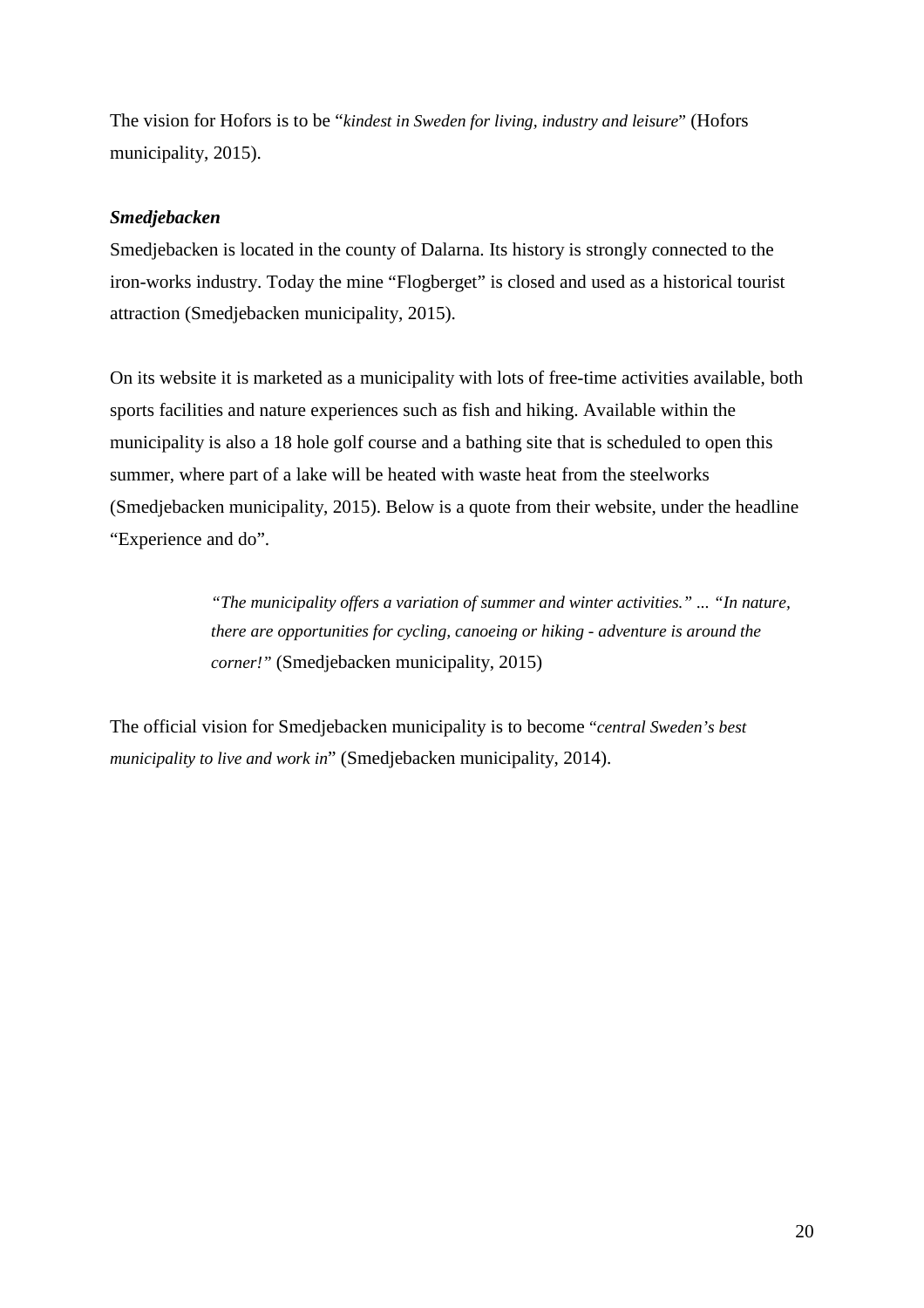The vision for Hofors is to be “*kindest in Sweden for living, industry and leisure*” (Hofors municipality, 2015).

***Smedjebacken***

Smedjebacken is located in the county of Dalarna. Its history is strongly connected to the iron-works industry. Today the mine “Flogberget” is closed and used as a historical tourist attraction (Smedjebacken municipality, 2015).

On its website it is marketed as a municipality with lots of free-time activities available, both sports facilities and nature experiences such as fish and hiking. Available within the municipality is also a 18 hole golf course and a bathing site that is scheduled to open this summer, where part of a lake will be heated with waste heat from the steelworks (Smedjebacken municipality, 2015). Below is a quote from their website, under the headline “Experience and do”.

> *“The municipality offers a variation of summer and winter activities.” ... “In nature, there are opportunities for cycling, canoeing or hiking - adventure is around the corner!”* (Smedjebacken municipality, 2015)

The official vision for Smedjebacken municipality is to become “*central Sweden’s best municipality to live and work in*” (Smedjebacken municipality, 2014).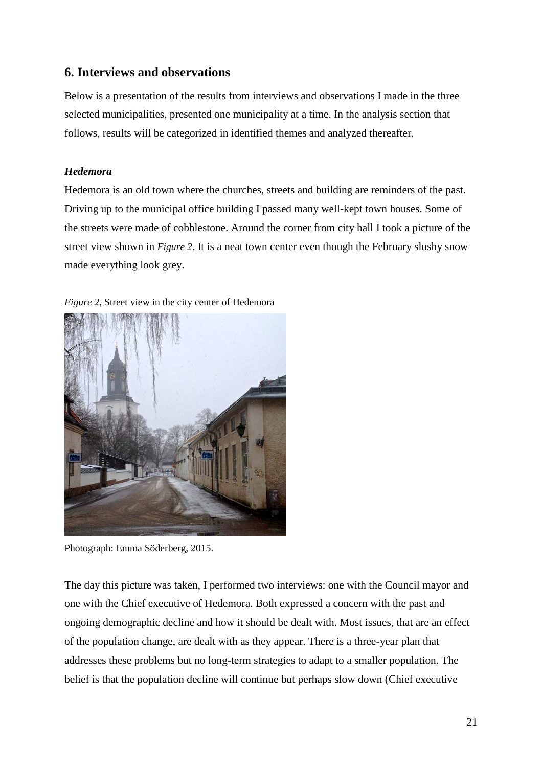## 6. Interviews and observations

Below is a presentation of the results from interviews and observations I made in the three selected municipalities, presented one municipality at a time. In the analysis section that follows, results will be categorized in identified themes and analyzed thereafter.

### *Hedemora*

Hedemora is an old town where the churches, streets and building are reminders of the past. Driving up to the municipal office building I passed many well-kept town houses. Some of the streets were made of cobblestone. Around the corner from city hall I took a picture of the street view shown in *Figure 2*. It is a neat town center even though the February slushy snow made everything look grey.

*Figure 2*, Street view in the city center of Hedemora

Photograph: Emma Söderberg, 2015.

The day this picture was taken, I performed two interviews: one with the Council mayor and one with the Chief executive of Hedemora. Both expressed a concern with the past and ongoing demographic decline and how it should be dealt with. Most issues, that are an effect of the population change, are dealt with as they appear. There is a three-year plan that addresses these problems but no long-term strategies to adapt to a smaller population. The belief is that the population decline will continue but perhaps slow down (Chief executive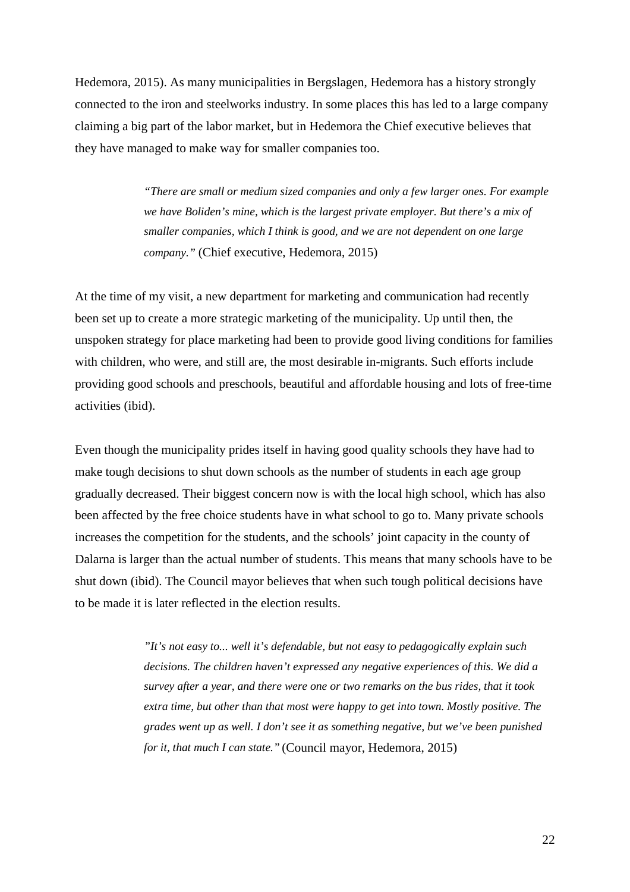Hedemora, 2015). As many municipalities in Bergslagen, Hedemora has a history strongly connected to the iron and steelworks industry. In some places this has led to a large company claiming a big part of the labor market, but in Hedemora the Chief executive believes that they have managed to make way for smaller companies too.

> *"There are small or medium sized companies and only a few larger ones. For example we have Boliden's mine, which is the largest private employer. But there's a mix of smaller companies, which I think is good, and we are not dependent on one large company."* (Chief executive, Hedemora, 2015)

At the time of my visit, a new department for marketing and communication had recently been set up to create a more strategic marketing of the municipality. Up until then, the unspoken strategy for place marketing had been to provide good living conditions for families with children, who were, and still are, the most desirable in-migrants. Such efforts include providing good schools and preschools, beautiful and affordable housing and lots of free-time activities (ibid).

Even though the municipality prides itself in having good quality schools they have had to make tough decisions to shut down schools as the number of students in each age group gradually decreased. Their biggest concern now is with the local high school, which has also been affected by the free choice students have in what school to go to. Many private schools increases the competition for the students, and the schools' joint capacity in the county of Dalarna is larger than the actual number of students. This means that many schools have to be shut down (ibid). The Council mayor believes that when such tough political decisions have to be made it is later reflected in the election results.

> *"It's not easy to... well it's defendable, but not easy to pedagogically explain such decisions. The children haven't expressed any negative experiences of this. We did a survey after a year, and there were one or two remarks on the bus rides, that it took extra time, but other than that most were happy to get into town. Mostly positive. The grades went up as well. I don't see it as something negative, but we've been punished for it, that much I can state."* (Council mayor, Hedemora, 2015)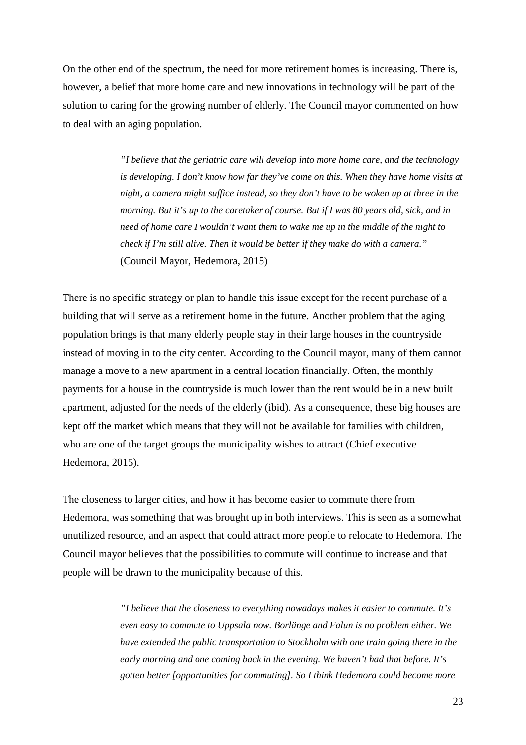On the other end of the spectrum, the need for more retirement homes is increasing. There is, however, a belief that more home care and new innovations in technology will be part of the solution to caring for the growing number of elderly. The Council mayor commented on how to deal with an aging population.

> *”I believe that the geriatric care will develop into more home care, and the technology is developing. I don’t know how far they’ve come on this. When they have home visits at night, a camera might suffice instead, so they don’t have to be woken up at three in the morning. But it’s up to the caretaker of course. But if I was 80 years old, sick, and in need of home care I wouldn’t want them to wake me up in the middle of the night to check if I’m still alive. Then it would be better if they make do with a camera.”* (Council Mayor, Hedemora, 2015)

There is no specific strategy or plan to handle this issue except for the recent purchase of a building that will serve as a retirement home in the future. Another problem that the aging population brings is that many elderly people stay in their large houses in the countryside instead of moving in to the city center. According to the Council mayor, many of them cannot manage a move to a new apartment in a central location financially. Often, the monthly payments for a house in the countryside is much lower than the rent would be in a new built apartment, adjusted for the needs of the elderly (ibid). As a consequence, these big houses are kept off the market which means that they will not be available for families with children, who are one of the target groups the municipality wishes to attract (Chief executive Hedemora, 2015).

The closeness to larger cities, and how it has become easier to commute there from Hedemora, was something that was brought up in both interviews. This is seen as a somewhat unutilized resource, and an aspect that could attract more people to relocate to Hedemora. The Council mayor believes that the possibilities to commute will continue to increase and that people will be drawn to the municipality because of this.

> *”I believe that the closeness to everything nowadays makes it easier to commute. It’s even easy to commute to Uppsala now. Borlänge and Falun is no problem either. We have extended the public transportation to Stockholm with one train going there in the early morning and one coming back in the evening. We haven’t had that before. It’s gotten better [opportunities for commuting]. So I think Hedemora could become more*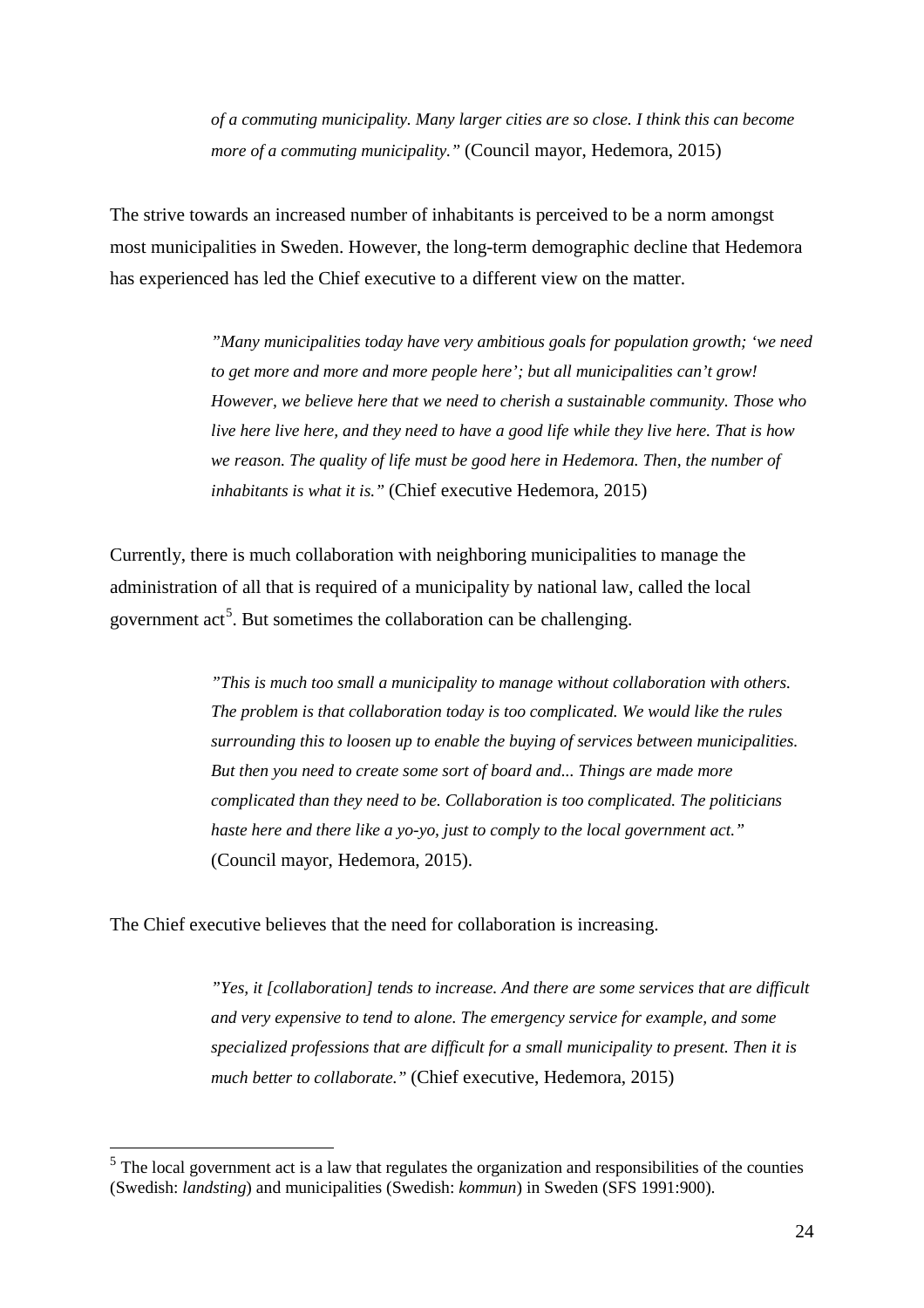> *of a commuting municipality. Many larger cities are so close. I think this can become more of a commuting municipality."* (Council mayor, Hedemora, 2015)

The strive towards an increased number of inhabitants is perceived to be a norm amongst most municipalities in Sweden. However, the long-term demographic decline that Hedemora has experienced has led the Chief executive to a different view on the matter.

> *"Many municipalities today have very ambitious goals for population growth; 'we need to get more and more and more people here'; but all municipalities can't grow! However, we believe here that we need to cherish a sustainable community. Those who live here live here, and they need to have a good life while they live here. That is how we reason. The quality of life must be good here in Hedemora. Then, the number of inhabitants is what it is."* (Chief executive Hedemora, 2015)

Currently, there is much collaboration with neighboring municipalities to manage the administration of all that is required of a municipality by national law, called the local government act[5]. But sometimes the collaboration can be challenging.

> *"This is much too small a municipality to manage without collaboration with others. The problem is that collaboration today is too complicated. We would like the rules surrounding this to loosen up to enable the buying of services between municipalities. But then you need to create some sort of board and... Things are made more complicated than they need to be. Collaboration is too complicated. The politicians haste here and there like a yo-yo, just to comply to the local government act."* (Council mayor, Hedemora, 2015).

The Chief executive believes that the need for collaboration is increasing.

> *"Yes, it [collaboration] tends to increase. And there are some services that are difficult and very expensive to tend to alone. The emergency service for example, and some specialized professions that are difficult for a small municipality to present. Then it is much better to collaborate."* (Chief executive, Hedemora, 2015)

---

[5] The local government act is a law that regulates the organization and responsibilities of the counties (Swedish: *landsting*) and municipalities (Swedish: *kommun*) in Sweden (SFS 1991:900).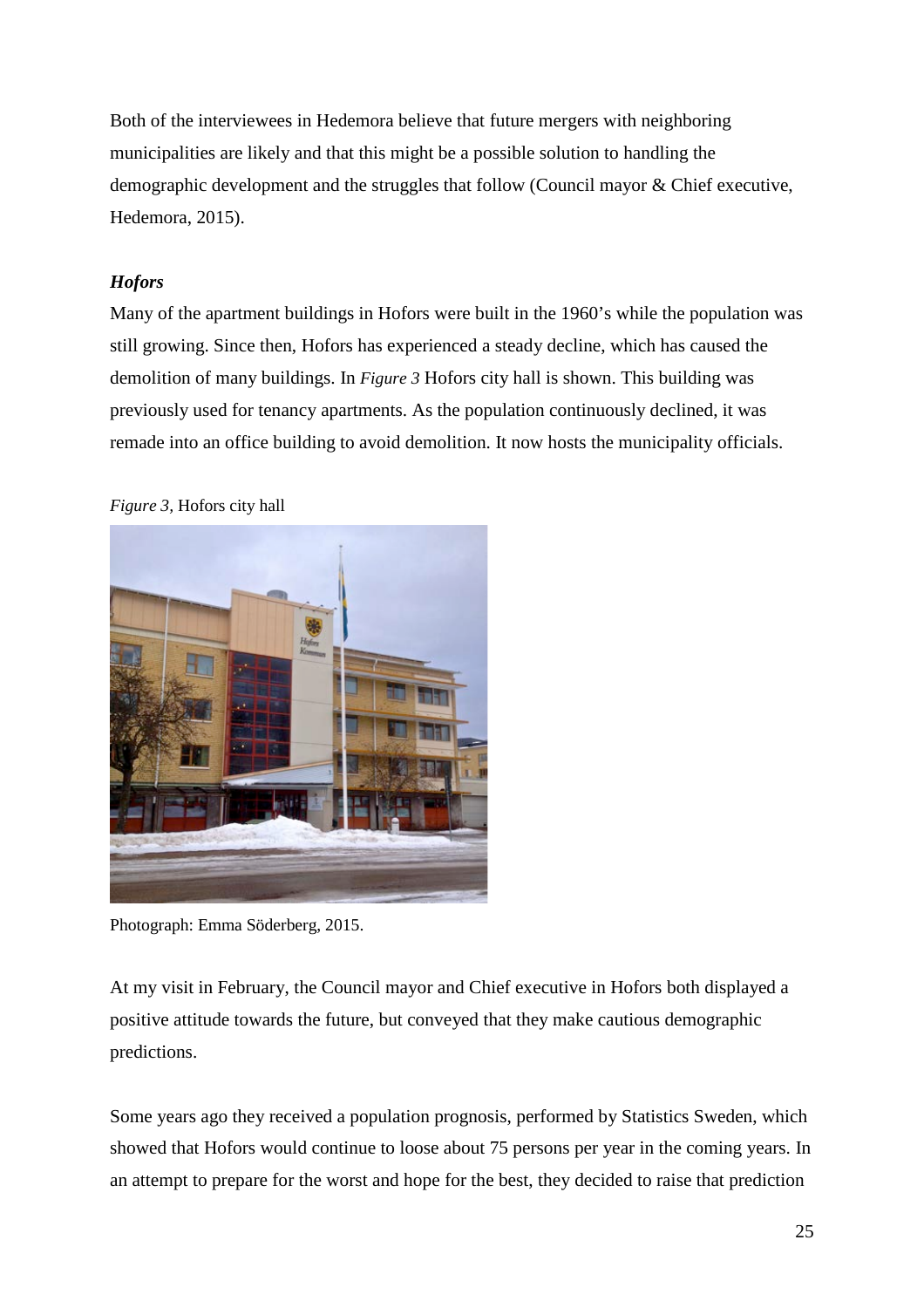Both of the interviewees in Hedemora believe that future mergers with neighboring municipalities are likely and that this might be a possible solution to handling the demographic development and the struggles that follow (Council mayor & Chief executive, Hedemora, 2015).

### *Hofors*

Many of the apartment buildings in Hofors were built in the 1960's while the population was still growing. Since then, Hofors has experienced a steady decline, which has caused the demolition of many buildings. In *Figure 3* Hofors city hall is shown. This building was previously used for tenancy apartments. As the population continuously declined, it was remade into an office building to avoid demolition. It now hosts the municipality officials.

*Figure 3,* Hofors city hall

Photograph: Emma Söderberg, 2015.

At my visit in February, the Council mayor and Chief executive in Hofors both displayed a positive attitude towards the future, but conveyed that they make cautious demographic predictions.

Some years ago they received a population prognosis, performed by Statistics Sweden, which showed that Hofors would continue to loose about 75 persons per year in the coming years. In an attempt to prepare for the worst and hope for the best, they decided to raise that prediction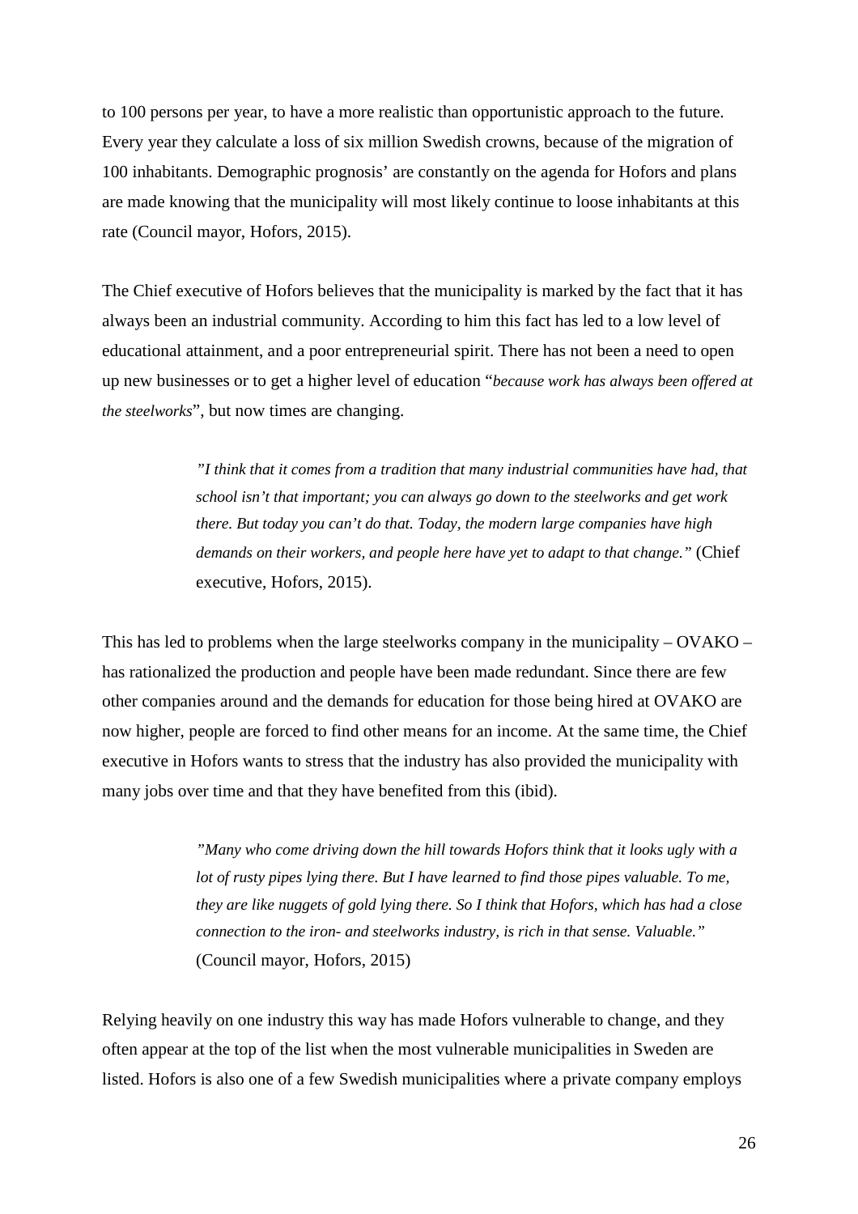to 100 persons per year, to have a more realistic than opportunistic approach to the future. Every year they calculate a loss of six million Swedish crowns, because of the migration of 100 inhabitants. Demographic prognosis' are constantly on the agenda for Hofors and plans are made knowing that the municipality will most likely continue to loose inhabitants at this rate (Council mayor, Hofors, 2015).

The Chief executive of Hofors believes that the municipality is marked by the fact that it has always been an industrial community. According to him this fact has led to a low level of educational attainment, and a poor entrepreneurial spirit. There has not been a need to open up new businesses or to get a higher level of education "*because work has always been offered at the steelworks*", but now times are changing.

> *"I think that it comes from a tradition that many industrial communities have had, that school isn't that important; you can always go down to the steelworks and get work there. But today you can't do that. Today, the modern large companies have high demands on their workers, and people here have yet to adapt to that change."* (Chief executive, Hofors, 2015).

This has led to problems when the large steelworks company in the municipality – OVAKO – has rationalized the production and people have been made redundant. Since there are few other companies around and the demands for education for those being hired at OVAKO are now higher, people are forced to find other means for an income. At the same time, the Chief executive in Hofors wants to stress that the industry has also provided the municipality with many jobs over time and that they have benefited from this (ibid).

> *"Many who come driving down the hill towards Hofors think that it looks ugly with a lot of rusty pipes lying there. But I have learned to find those pipes valuable. To me, they are like nuggets of gold lying there. So I think that Hofors, which has had a close connection to the iron- and steelworks industry, is rich in that sense. Valuable."* (Council mayor, Hofors, 2015)

Relying heavily on one industry this way has made Hofors vulnerable to change, and they often appear at the top of the list when the most vulnerable municipalities in Sweden are listed. Hofors is also one of a few Swedish municipalities where a private company employs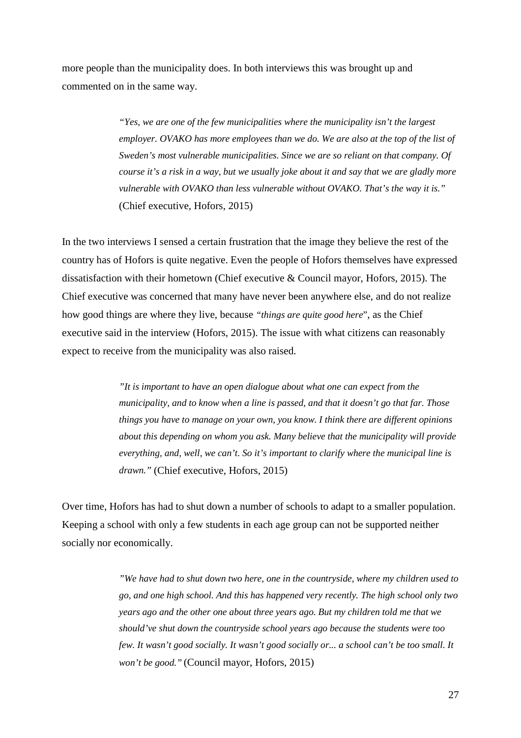more people than the municipality does. In both interviews this was brought up and commented on in the same way.

> *"Yes, we are one of the few municipalities where the municipality isn't the largest employer. OVAKO has more employees than we do. We are also at the top of the list of Sweden's most vulnerable municipalities. Since we are so reliant on that company. Of course it's a risk in a way, but we usually joke about it and say that we are gladly more vulnerable with OVAKO than less vulnerable without OVAKO. That's the way it is."* (Chief executive, Hofors, 2015)

In the two interviews I sensed a certain frustration that the image they believe the rest of the country has of Hofors is quite negative. Even the people of Hofors themselves have expressed dissatisfaction with their hometown (Chief executive & Council mayor, Hofors, 2015). The Chief executive was concerned that many have never been anywhere else, and do not realize how good things are where they live, because *"things are quite good here*", as the Chief executive said in the interview (Hofors, 2015). The issue with what citizens can reasonably expect to receive from the municipality was also raised.

> *"It is important to have an open dialogue about what one can expect from the municipality, and to know when a line is passed, and that it doesn't go that far. Those things you have to manage on your own, you know. I think there are different opinions about this depending on whom you ask. Many believe that the municipality will provide everything, and, well, we can't. So it's important to clarify where the municipal line is drawn."* (Chief executive, Hofors, 2015)

Over time, Hofors has had to shut down a number of schools to adapt to a smaller population. Keeping a school with only a few students in each age group can not be supported neither socially nor economically.

> *"We have had to shut down two here, one in the countryside, where my children used to go, and one high school. And this has happened very recently. The high school only two years ago and the other one about three years ago. But my children told me that we should've shut down the countryside school years ago because the students were too few. It wasn't good socially. It wasn't good socially or... a school can't be too small. It won't be good."* (Council mayor, Hofors, 2015)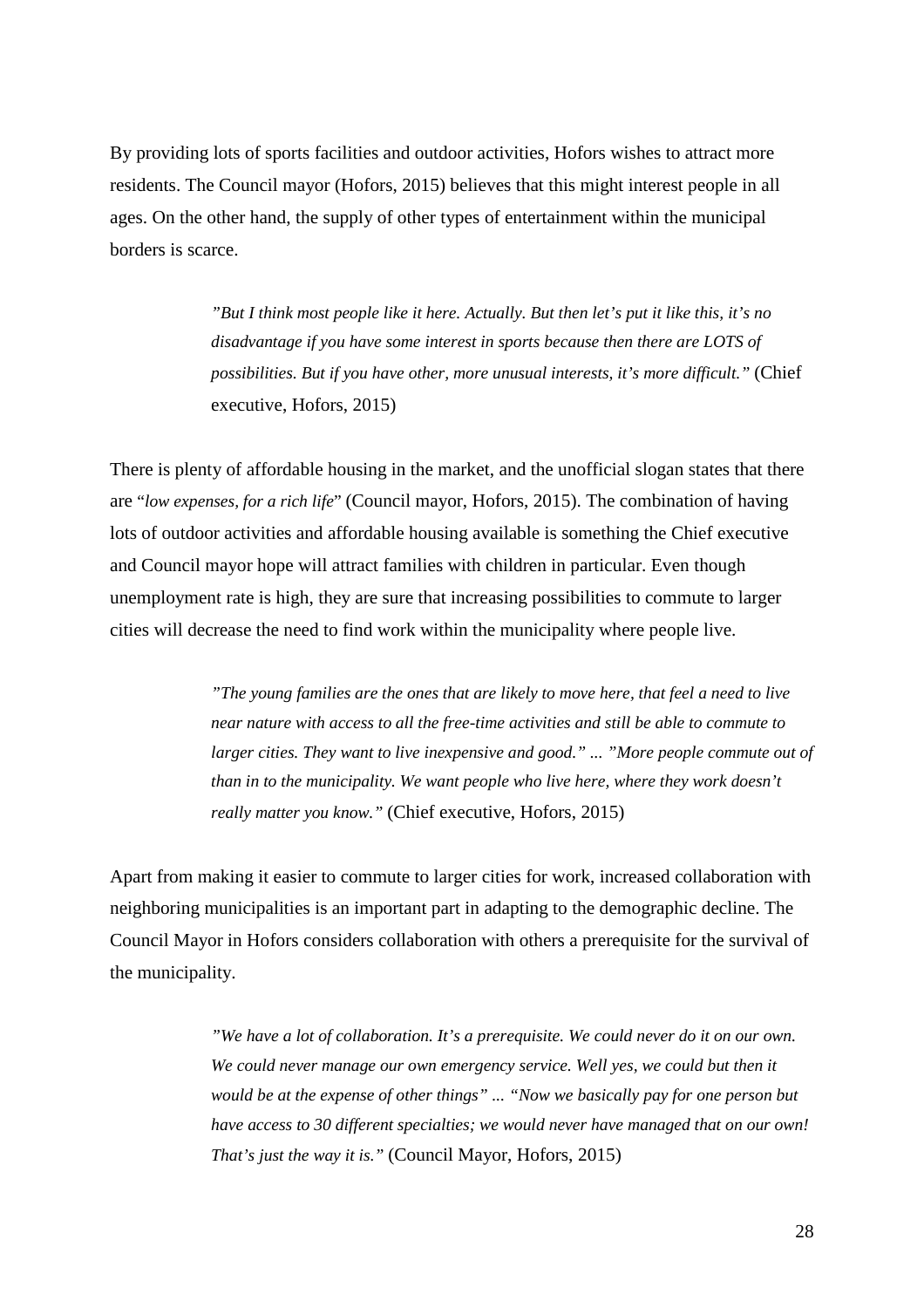By providing lots of sports facilities and outdoor activities, Hofors wishes to attract more residents. The Council mayor (Hofors, 2015) believes that this might interest people in all ages. On the other hand, the supply of other types of entertainment within the municipal borders is scarce.

> *”But I think most people like it here. Actually. But then let’s put it like this, it’s no disadvantage if you have some interest in sports because then there are LOTS of possibilities. But if you have other, more unusual interests, it’s more difficult.”* (Chief executive, Hofors, 2015)

There is plenty of affordable housing in the market, and the unofficial slogan states that there are “*low expenses, for a rich life*” (Council mayor, Hofors, 2015). The combination of having lots of outdoor activities and affordable housing available is something the Chief executive and Council mayor hope will attract families with children in particular. Even though unemployment rate is high, they are sure that increasing possibilities to commute to larger cities will decrease the need to find work within the municipality where people live.

> *”The young families are the ones that are likely to move here, that feel a need to live near nature with access to all the free-time activities and still be able to commute to larger cities. They want to live inexpensive and good.” ... ”More people commute out of than in to the municipality. We want people who live here, where they work doesn’t really matter you know.”* (Chief executive, Hofors, 2015)

Apart from making it easier to commute to larger cities for work, increased collaboration with neighboring municipalities is an important part in adapting to the demographic decline. The Council Mayor in Hofors considers collaboration with others a prerequisite for the survival of the municipality.

> *”We have a lot of collaboration. It’s a prerequisite. We could never do it on our own. We could never manage our own emergency service. Well yes, we could but then it would be at the expense of other things” ... “Now we basically pay for one person but have access to 30 different specialties; we would never have managed that on our own! That’s just the way it is.”* (Council Mayor, Hofors, 2015)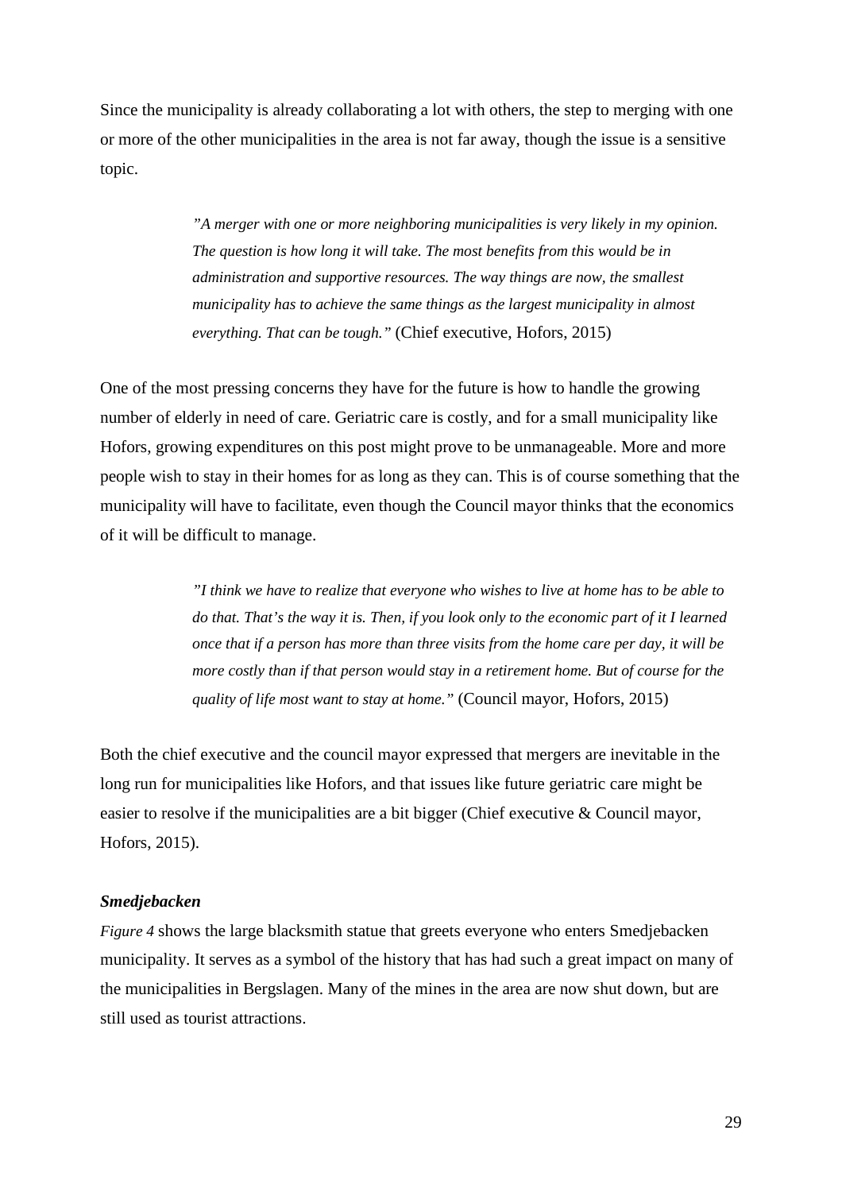Since the municipality is already collaborating a lot with others, the step to merging with one or more of the other municipalities in the area is not far away, though the issue is a sensitive topic.

> *”A merger with one or more neighboring municipalities is very likely in my opinion. The question is how long it will take. The most benefits from this would be in administration and supportive resources. The way things are now, the smallest municipality has to achieve the same things as the largest municipality in almost everything. That can be tough.”* (Chief executive, Hofors, 2015)

One of the most pressing concerns they have for the future is how to handle the growing number of elderly in need of care. Geriatric care is costly, and for a small municipality like Hofors, growing expenditures on this post might prove to be unmanageable. More and more people wish to stay in their homes for as long as they can. This is of course something that the municipality will have to facilitate, even though the Council mayor thinks that the economics of it will be difficult to manage.

> *”I think we have to realize that everyone who wishes to live at home has to be able to do that. That’s the way it is. Then, if you look only to the economic part of it I learned once that if a person has more than three visits from the home care per day, it will be more costly than if that person would stay in a retirement home. But of course for the quality of life most want to stay at home.”* (Council mayor, Hofors, 2015)

Both the chief executive and the council mayor expressed that mergers are inevitable in the long run for municipalities like Hofors, and that issues like future geriatric care might be easier to resolve if the municipalities are a bit bigger (Chief executive & Council mayor, Hofors, 2015).

### *Smedjebacken*

*Figure 4* shows the large blacksmith statue that greets everyone who enters Smedjebacken municipality. It serves as a symbol of the history that has had such a great impact on many of the municipalities in Bergslagen. Many of the mines in the area are now shut down, but are still used as tourist attractions.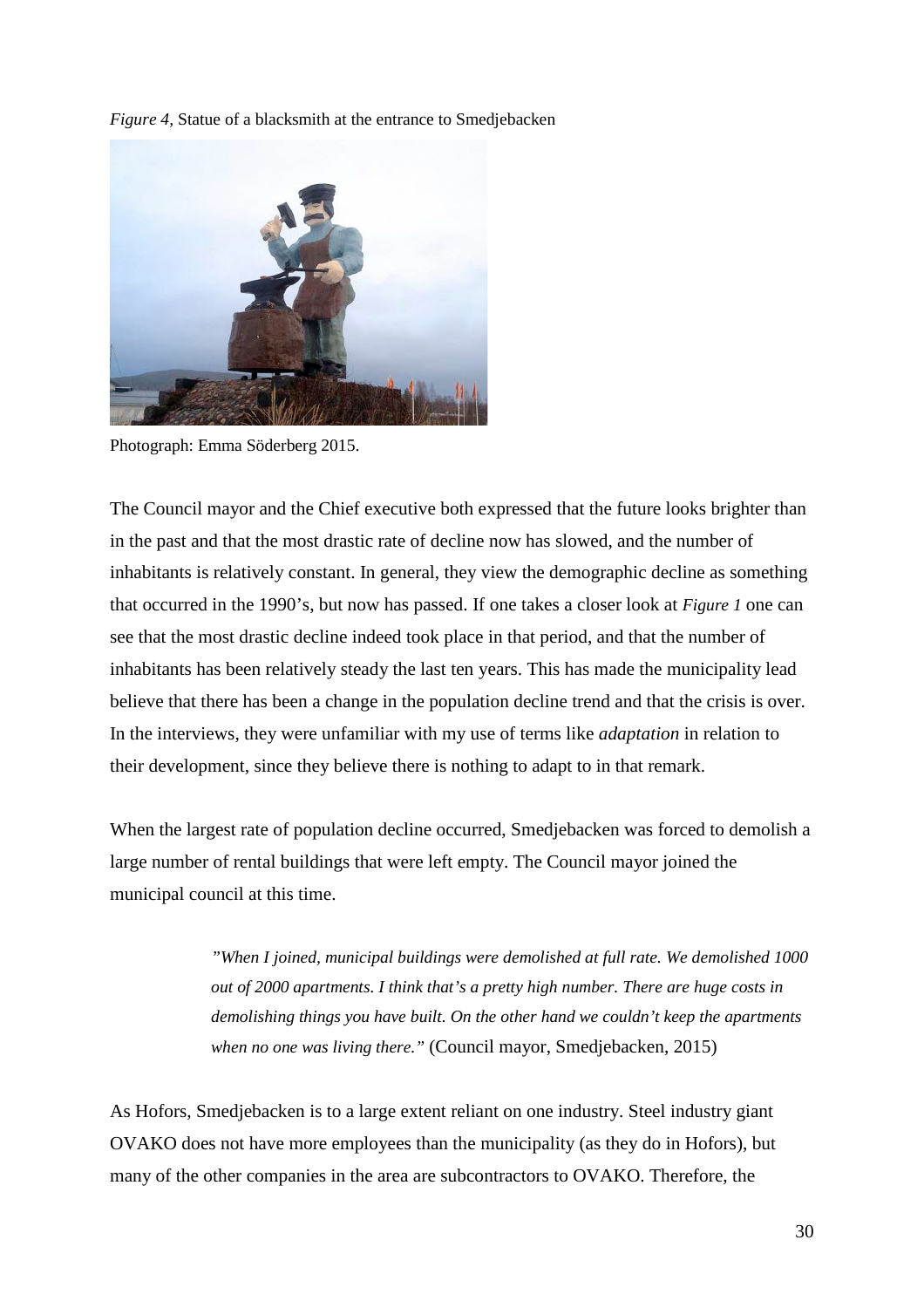*Figure 4,* Statue of a blacksmith at the entrance to Smedjebacken

Photograph: Emma Söderberg 2015.

The Council mayor and the Chief executive both expressed that the future looks brighter than in the past and that the most drastic rate of decline now has slowed, and the number of inhabitants is relatively constant. In general, they view the demographic decline as something that occurred in the 1990's, but now has passed. If one takes a closer look at *Figure 1* one can see that the most drastic decline indeed took place in that period, and that the number of inhabitants has been relatively steady the last ten years. This has made the municipality lead believe that there has been a change in the population decline trend and that the crisis is over. In the interviews, they were unfamiliar with my use of terms like *adaptation* in relation to their development, since they believe there is nothing to adapt to in that remark.

When the largest rate of population decline occurred, Smedjebacken was forced to demolish a large number of rental buildings that were left empty. The Council mayor joined the municipal council at this time.

> *"When I joined, municipal buildings were demolished at full rate. We demolished 1000 out of 2000 apartments. I think that's a pretty high number. There are huge costs in demolishing things you have built. On the other hand we couldn't keep the apartments when no one was living there."* (Council mayor, Smedjebacken, 2015)

As Hofors, Smedjebacken is to a large extent reliant on one industry. Steel industry giant OVAKO does not have more employees than the municipality (as they do in Hofors), but many of the other companies in the area are subcontractors to OVAKO. Therefore, the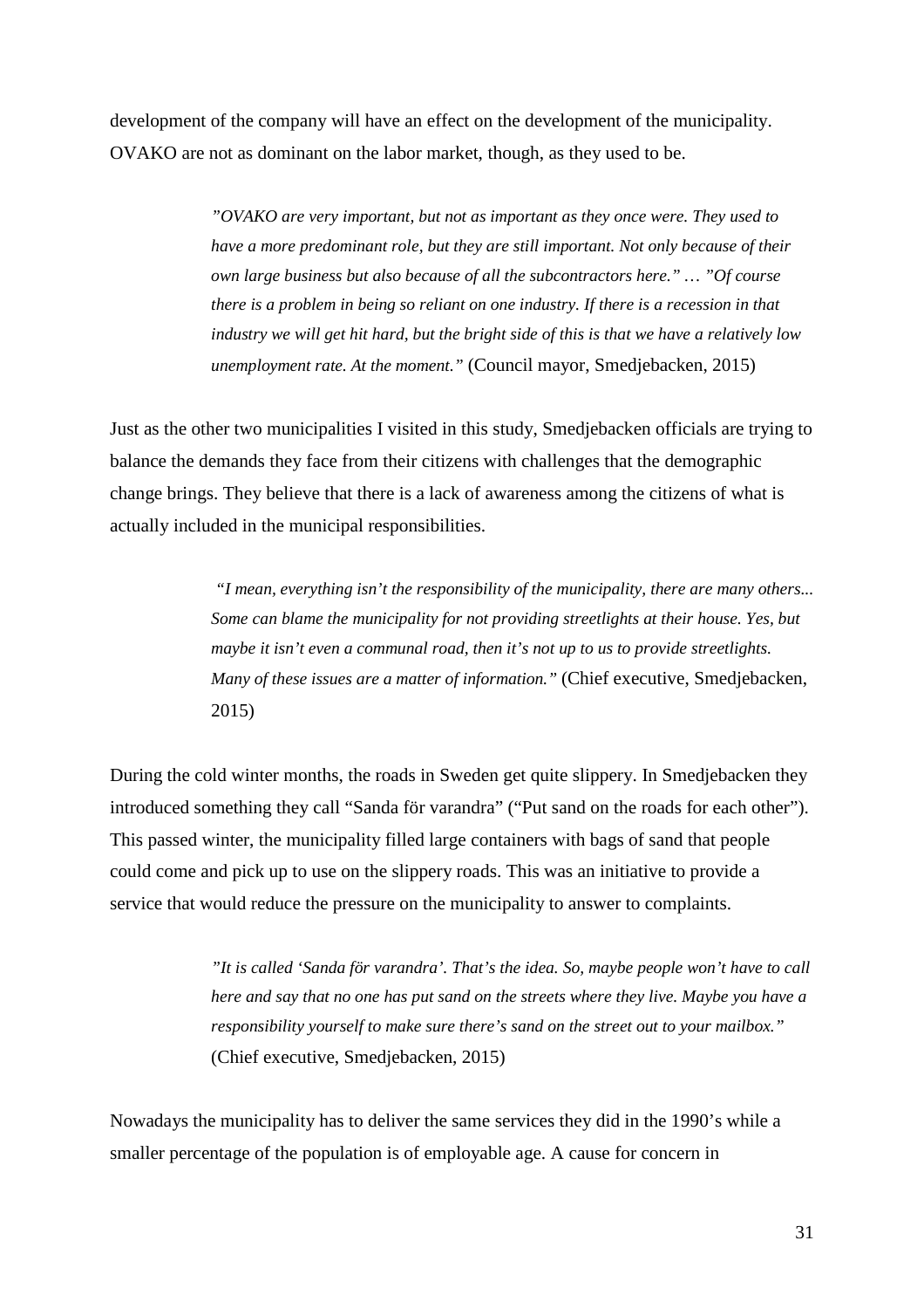development of the company will have an effect on the development of the municipality. OVAKO are not as dominant on the labor market, though, as they used to be.

> *”OVAKO are very important, but not as important as they once were. They used to have a more predominant role, but they are still important. Not only because of their own large business but also because of all the subcontractors here.” … ”Of course there is a problem in being so reliant on one industry. If there is a recession in that industry we will get hit hard, but the bright side of this is that we have a relatively low unemployment rate. At the moment.”* (Council mayor, Smedjebacken, 2015)

Just as the other two municipalities I visited in this study, Smedjebacken officials are trying to balance the demands they face from their citizens with challenges that the demographic change brings. They believe that there is a lack of awareness among the citizens of what is actually included in the municipal responsibilities.

> *"I mean, everything isn’t the responsibility of the municipality, there are many others... Some can blame the municipality for not providing streetlights at their house. Yes, but maybe it isn’t even a communal road, then it’s not up to us to provide streetlights. Many of these issues are a matter of information."* (Chief executive, Smedjebacken, 2015)

During the cold winter months, the roads in Sweden get quite slippery. In Smedjebacken they introduced something they call “Sanda för varandra” (“Put sand on the roads for each other”). This passed winter, the municipality filled large containers with bags of sand that people could come and pick up to use on the slippery roads. This was an initiative to provide a service that would reduce the pressure on the municipality to answer to complaints.

> *”It is called ‘Sanda för varandra’. That’s the idea. So, maybe people won’t have to call here and say that no one has put sand on the streets where they live. Maybe you have a responsibility yourself to make sure there’s sand on the street out to your mailbox.”* (Chief executive, Smedjebacken, 2015)

Nowadays the municipality has to deliver the same services they did in the 1990’s while a smaller percentage of the population is of employable age. A cause for concern in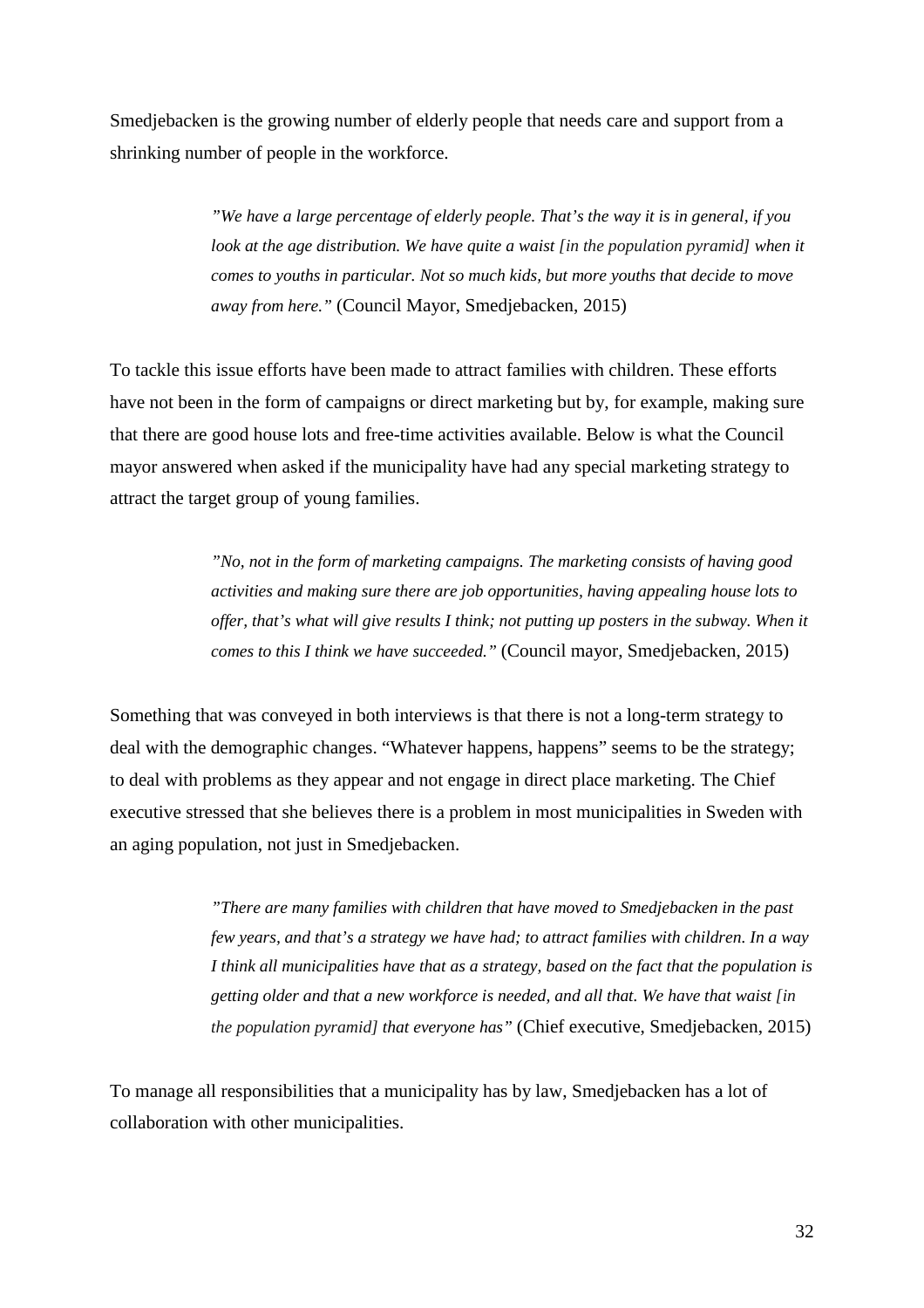Smedjebacken is the growing number of elderly people that needs care and support from a shrinking number of people in the workforce.

> *”We have a large percentage of elderly people. That’s the way it is in general, if you look at the age distribution. We have quite a waist [in the population pyramid] when it comes to youths in particular. Not so much kids, but more youths that decide to move away from here.”* (Council Mayor, Smedjebacken, 2015)

To tackle this issue efforts have been made to attract families with children. These efforts have not been in the form of campaigns or direct marketing but by, for example, making sure that there are good house lots and free-time activities available. Below is what the Council mayor answered when asked if the municipality have had any special marketing strategy to attract the target group of young families.

> *”No, not in the form of marketing campaigns. The marketing consists of having good activities and making sure there are job opportunities, having appealing house lots to offer, that’s what will give results I think; not putting up posters in the subway. When it comes to this I think we have succeeded.”* (Council mayor, Smedjebacken, 2015)

Something that was conveyed in both interviews is that there is not a long-term strategy to deal with the demographic changes. “Whatever happens, happens” seems to be the strategy; to deal with problems as they appear and not engage in direct place marketing. The Chief executive stressed that she believes there is a problem in most municipalities in Sweden with an aging population, not just in Smedjebacken.

> *”There are many families with children that have moved to Smedjebacken in the past few years, and that’s a strategy we have had; to attract families with children. In a way I think all municipalities have that as a strategy, based on the fact that the population is getting older and that a new workforce is needed, and all that. We have that waist [in the population pyramid] that everyone has”* (Chief executive, Smedjebacken, 2015)

To manage all responsibilities that a municipality has by law, Smedjebacken has a lot of collaboration with other municipalities.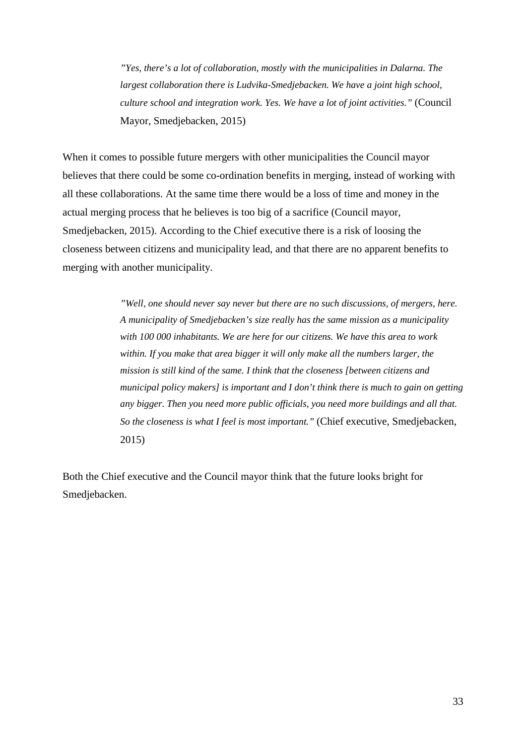> *"Yes, there's a lot of collaboration, mostly with the municipalities in Dalarna. The largest collaboration there is Ludvika-Smedjebacken. We have a joint high school, culture school and integration work. Yes. We have a lot of joint activities."* (Council Mayor, Smedjebacken, 2015)

When it comes to possible future mergers with other municipalities the Council mayor believes that there could be some co-ordination benefits in merging, instead of working with all these collaborations. At the same time there would be a loss of time and money in the actual merging process that he believes is too big of a sacrifice (Council mayor, Smedjebacken, 2015). According to the Chief executive there is a risk of loosing the closeness between citizens and municipality lead, and that there are no apparent benefits to merging with another municipality.

> *"Well, one should never say never but there are no such discussions, of mergers, here. A municipality of Smedjebacken's size really has the same mission as a municipality with 100 000 inhabitants. We are here for our citizens. We have this area to work within. If you make that area bigger it will only make all the numbers larger, the mission is still kind of the same. I think that the closeness [between citizens and municipal policy makers] is important and I don't think there is much to gain on getting any bigger. Then you need more public officials, you need more buildings and all that. So the closeness is what I feel is most important."* (Chief executive, Smedjebacken, 2015)

Both the Chief executive and the Council mayor think that the future looks bright for Smedjebacken.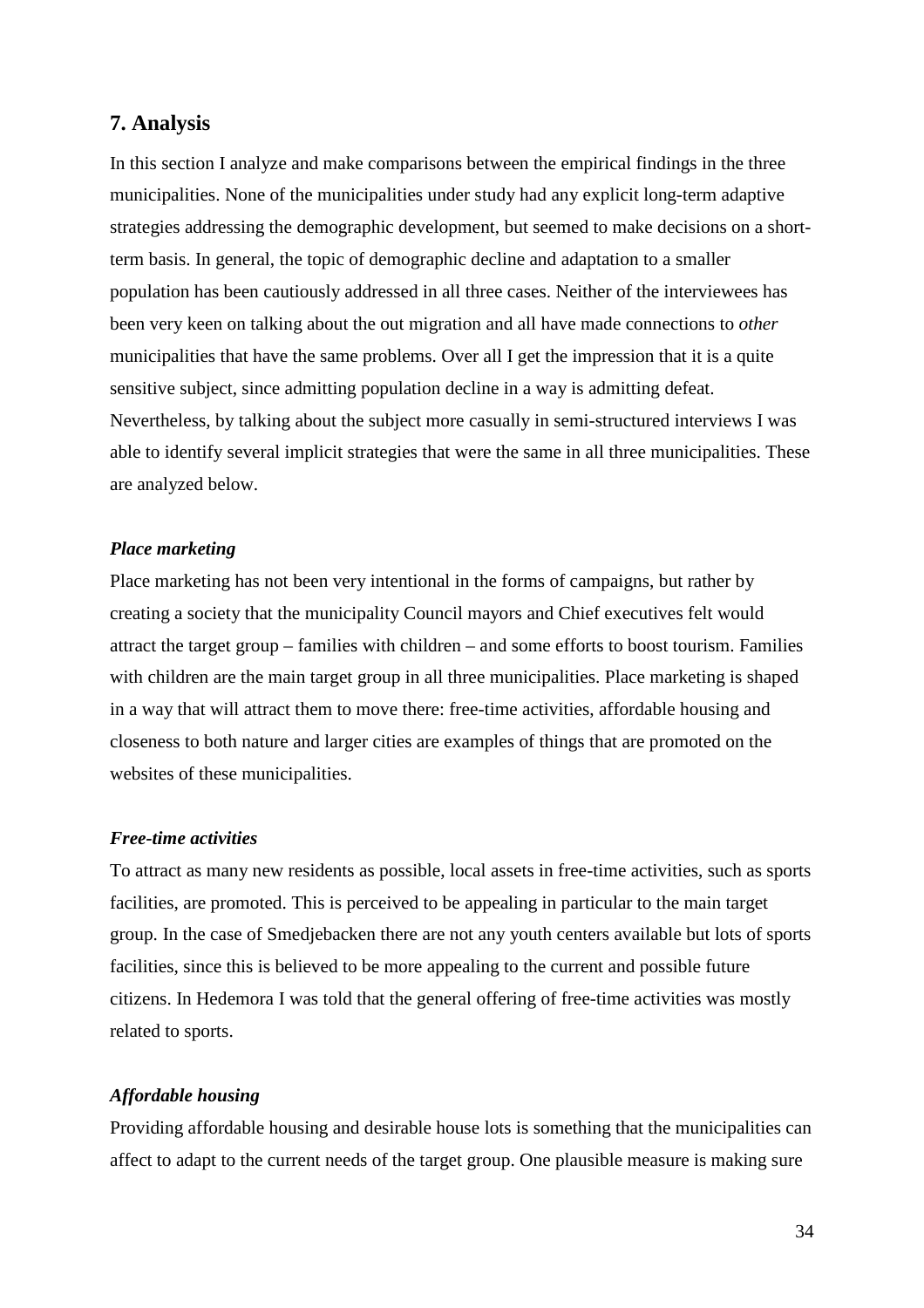## 7. Analysis

In this section I analyze and make comparisons between the empirical findings in the three municipalities. None of the municipalities under study had any explicit long-term adaptive strategies addressing the demographic development, but seemed to make decisions on a short-term basis. In general, the topic of demographic decline and adaptation to a smaller population has been cautiously addressed in all three cases. Neither of the interviewees has been very keen on talking about the out migration and all have made connections to *other* municipalities that have the same problems. Over all I get the impression that it is a quite sensitive subject, since admitting population decline in a way is admitting defeat. Nevertheless, by talking about the subject more casually in semi-structured interviews I was able to identify several implicit strategies that were the same in all three municipalities. These are analyzed below.

### *Place marketing*

Place marketing has not been very intentional in the forms of campaigns, but rather by creating a society that the municipality Council mayors and Chief executives felt would attract the target group – families with children – and some efforts to boost tourism. Families with children are the main target group in all three municipalities. Place marketing is shaped in a way that will attract them to move there: free-time activities, affordable housing and closeness to both nature and larger cities are examples of things that are promoted on the websites of these municipalities.

### *Free-time activities*

To attract as many new residents as possible, local assets in free-time activities, such as sports facilities, are promoted. This is perceived to be appealing in particular to the main target group. In the case of Smedjebacken there are not any youth centers available but lots of sports facilities, since this is believed to be more appealing to the current and possible future citizens. In Hedemora I was told that the general offering of free-time activities was mostly related to sports.

### *Affordable housing*

Providing affordable housing and desirable house lots is something that the municipalities can affect to adapt to the current needs of the target group. One plausible measure is making sure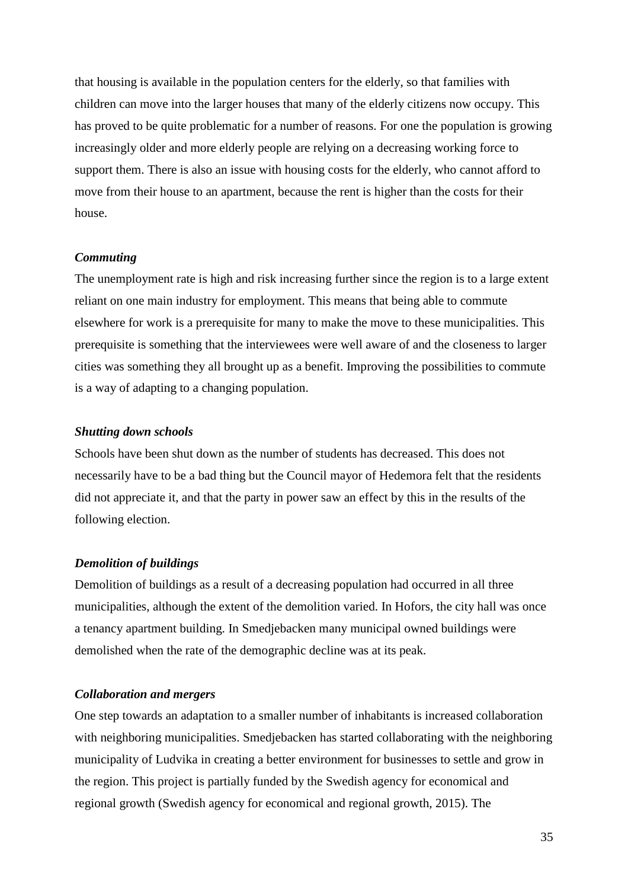that housing is available in the population centers for the elderly, so that families with children can move into the larger houses that many of the elderly citizens now occupy. This has proved to be quite problematic for a number of reasons. For one the population is growing increasingly older and more elderly people are relying on a decreasing working force to support them. There is also an issue with housing costs for the elderly, who cannot afford to move from their house to an apartment, because the rent is higher than the costs for their house.

#### *Commuting*

The unemployment rate is high and risk increasing further since the region is to a large extent reliant on one main industry for employment. This means that being able to commute elsewhere for work is a prerequisite for many to make the move to these municipalities. This prerequisite is something that the interviewees were well aware of and the closeness to larger cities was something they all brought up as a benefit. Improving the possibilities to commute is a way of adapting to a changing population.

#### *Shutting down schools*

Schools have been shut down as the number of students has decreased. This does not necessarily have to be a bad thing but the Council mayor of Hedemora felt that the residents did not appreciate it, and that the party in power saw an effect by this in the results of the following election.

#### *Demolition of buildings*

Demolition of buildings as a result of a decreasing population had occurred in all three municipalities, although the extent of the demolition varied. In Hofors, the city hall was once a tenancy apartment building. In Smedjebacken many municipal owned buildings were demolished when the rate of the demographic decline was at its peak.

#### *Collaboration and mergers*

One step towards an adaptation to a smaller number of inhabitants is increased collaboration with neighboring municipalities. Smedjebacken has started collaborating with the neighboring municipality of Ludvika in creating a better environment for businesses to settle and grow in the region. This project is partially funded by the Swedish agency for economical and regional growth (Swedish agency for economical and regional growth, 2015). The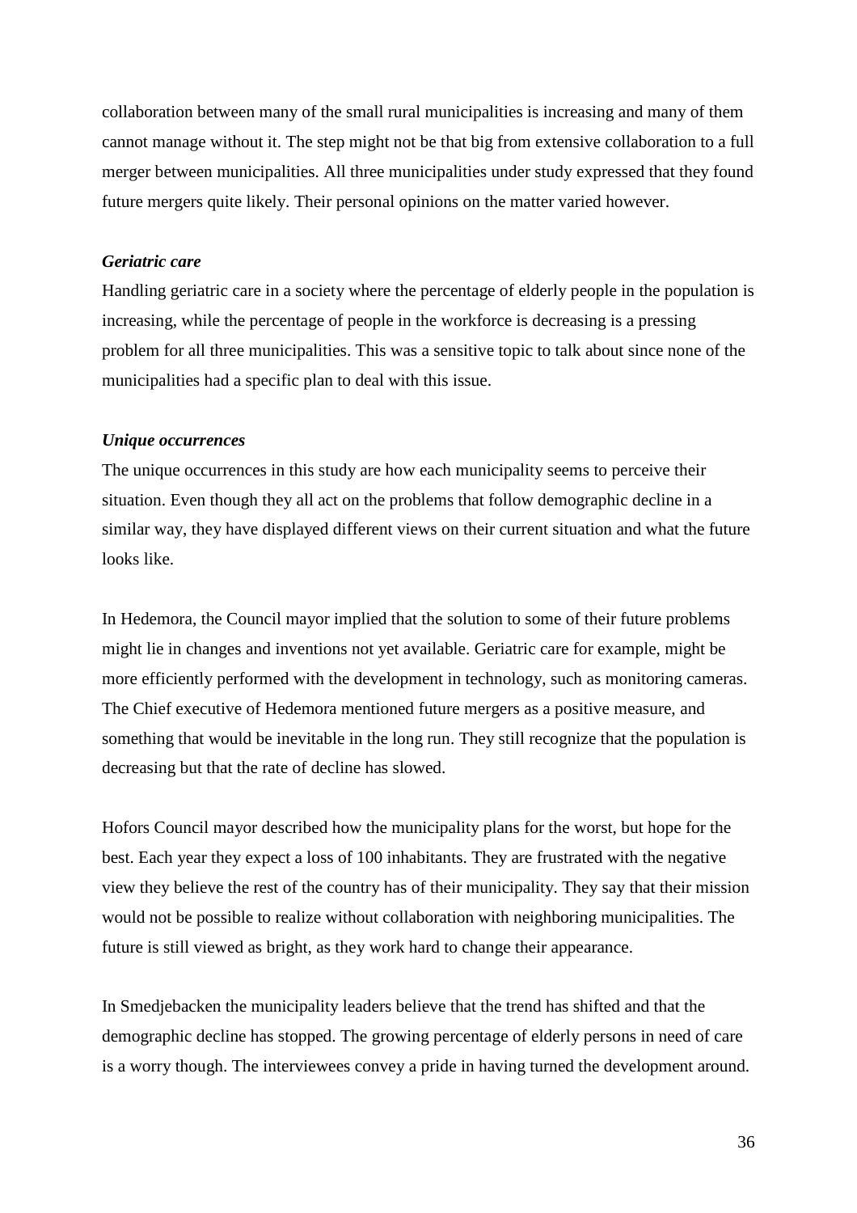collaboration between many of the small rural municipalities is increasing and many of them cannot manage without it. The step might not be that big from extensive collaboration to a full merger between municipalities. All three municipalities under study expressed that they found future mergers quite likely. Their personal opinions on the matter varied however.

***Geriatric care***

Handling geriatric care in a society where the percentage of elderly people in the population is increasing, while the percentage of people in the workforce is decreasing is a pressing problem for all three municipalities. This was a sensitive topic to talk about since none of the municipalities had a specific plan to deal with this issue.

***Unique occurrences***

The unique occurrences in this study are how each municipality seems to perceive their situation. Even though they all act on the problems that follow demographic decline in a similar way, they have displayed different views on their current situation and what the future looks like.

In Hedemora, the Council mayor implied that the solution to some of their future problems might lie in changes and inventions not yet available. Geriatric care for example, might be more efficiently performed with the development in technology, such as monitoring cameras. The Chief executive of Hedemora mentioned future mergers as a positive measure, and something that would be inevitable in the long run. They still recognize that the population is decreasing but that the rate of decline has slowed.

Hofors Council mayor described how the municipality plans for the worst, but hope for the best. Each year they expect a loss of 100 inhabitants. They are frustrated with the negative view they believe the rest of the country has of their municipality. They say that their mission would not be possible to realize without collaboration with neighboring municipalities. The future is still viewed as bright, as they work hard to change their appearance.

In Smedjebacken the municipality leaders believe that the trend has shifted and that the demographic decline has stopped. The growing percentage of elderly persons in need of care is a worry though. The interviewees convey a pride in having turned the development around.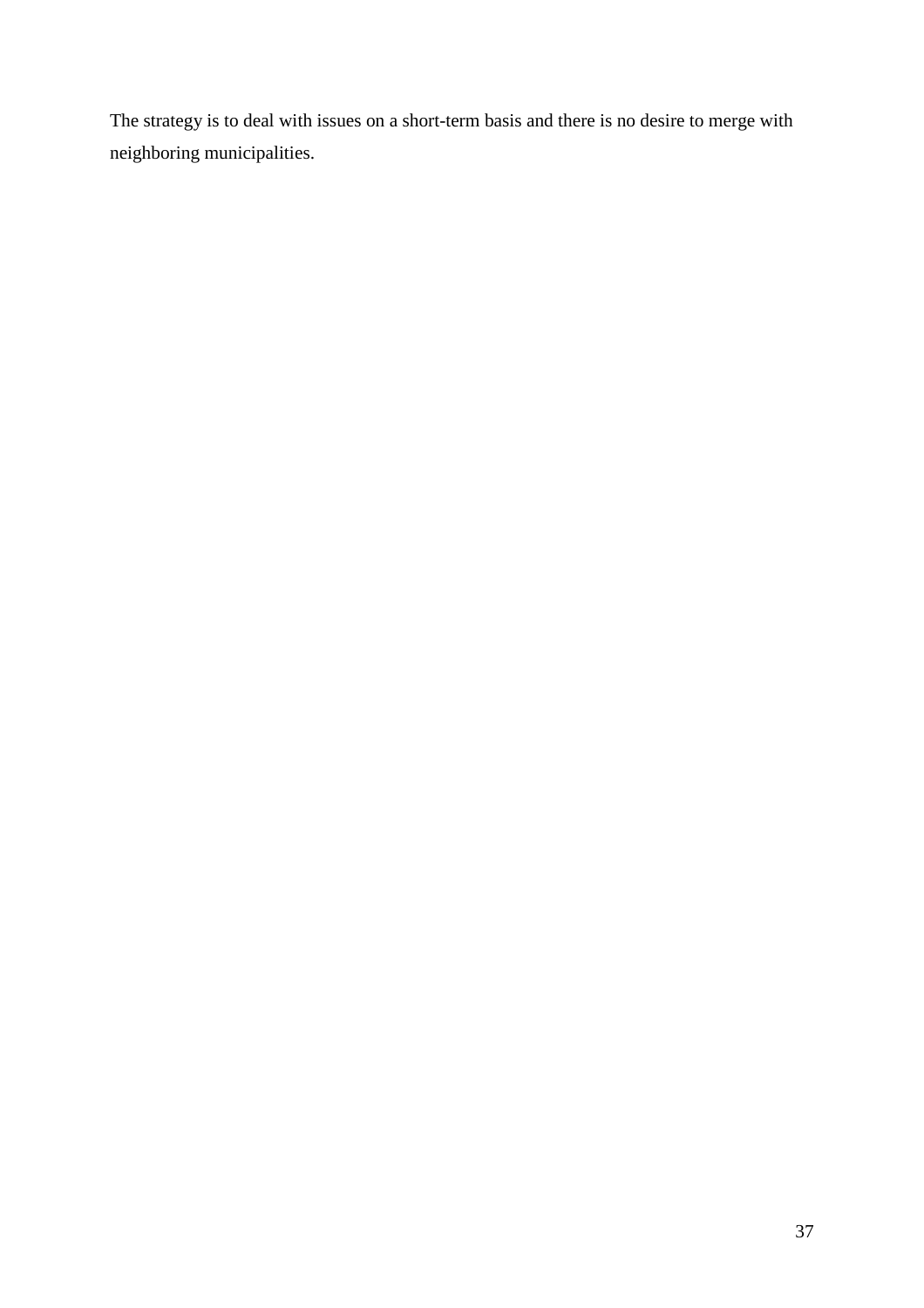The strategy is to deal with issues on a short-term basis and there is no desire to merge with neighboring municipalities.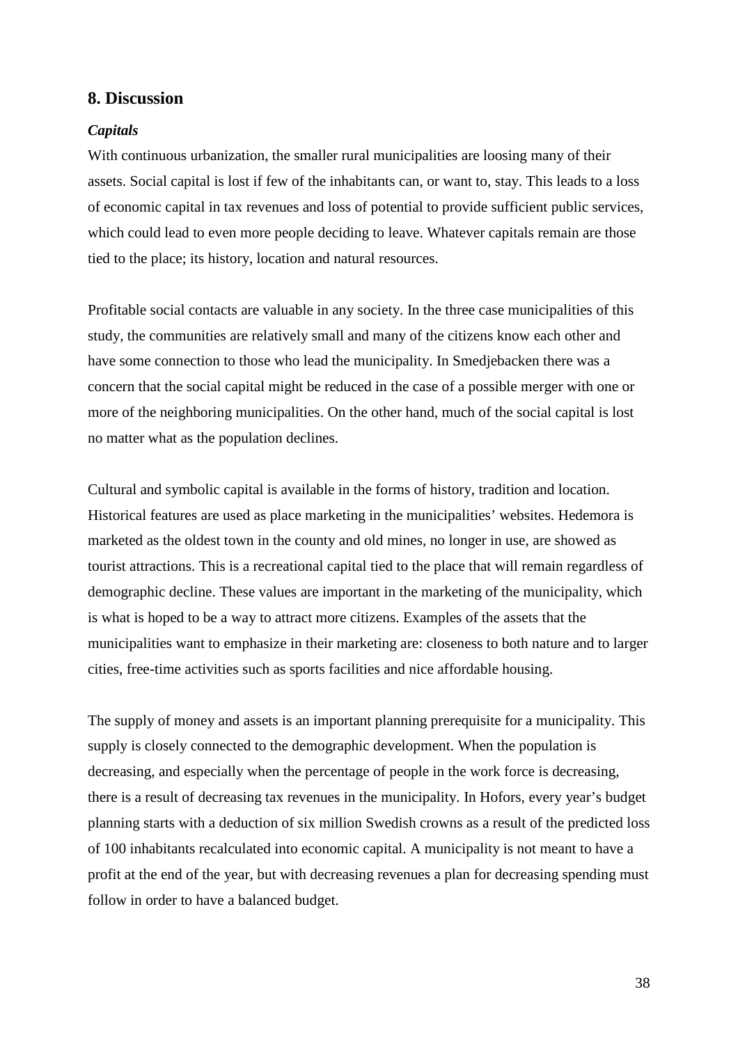## 8. Discussion

### *Capitals*

With continuous urbanization, the smaller rural municipalities are loosing many of their assets. Social capital is lost if few of the inhabitants can, or want to, stay. This leads to a loss of economic capital in tax revenues and loss of potential to provide sufficient public services, which could lead to even more people deciding to leave. Whatever capitals remain are those tied to the place; its history, location and natural resources.

Profitable social contacts are valuable in any society. In the three case municipalities of this study, the communities are relatively small and many of the citizens know each other and have some connection to those who lead the municipality. In Smedjebacken there was a concern that the social capital might be reduced in the case of a possible merger with one or more of the neighboring municipalities. On the other hand, much of the social capital is lost no matter what as the population declines.

Cultural and symbolic capital is available in the forms of history, tradition and location. Historical features are used as place marketing in the municipalities' websites. Hedemora is marketed as the oldest town in the county and old mines, no longer in use, are showed as tourist attractions. This is a recreational capital tied to the place that will remain regardless of demographic decline. These values are important in the marketing of the municipality, which is what is hoped to be a way to attract more citizens. Examples of the assets that the municipalities want to emphasize in their marketing are: closeness to both nature and to larger cities, free-time activities such as sports facilities and nice affordable housing.

The supply of money and assets is an important planning prerequisite for a municipality. This supply is closely connected to the demographic development. When the population is decreasing, and especially when the percentage of people in the work force is decreasing, there is a result of decreasing tax revenues in the municipality. In Hofors, every year's budget planning starts with a deduction of six million Swedish crowns as a result of the predicted loss of 100 inhabitants recalculated into economic capital. A municipality is not meant to have a profit at the end of the year, but with decreasing revenues a plan for decreasing spending must follow in order to have a balanced budget.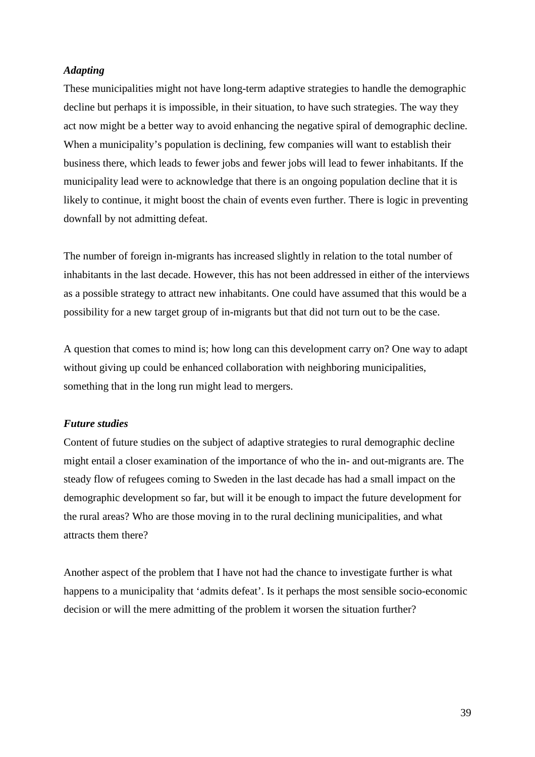***Adapting***

These municipalities might not have long-term adaptive strategies to handle the demographic decline but perhaps it is impossible, in their situation, to have such strategies. The way they act now might be a better way to avoid enhancing the negative spiral of demographic decline. When a municipality's population is declining, few companies will want to establish their business there, which leads to fewer jobs and fewer jobs will lead to fewer inhabitants. If the municipality lead were to acknowledge that there is an ongoing population decline that it is likely to continue, it might boost the chain of events even further. There is logic in preventing downfall by not admitting defeat.

The number of foreign in-migrants has increased slightly in relation to the total number of inhabitants in the last decade. However, this has not been addressed in either of the interviews as a possible strategy to attract new inhabitants. One could have assumed that this would be a possibility for a new target group of in-migrants but that did not turn out to be the case.

A question that comes to mind is; how long can this development carry on? One way to adapt without giving up could be enhanced collaboration with neighboring municipalities, something that in the long run might lead to mergers.

***Future studies***

Content of future studies on the subject of adaptive strategies to rural demographic decline might entail a closer examination of the importance of who the in- and out-migrants are. The steady flow of refugees coming to Sweden in the last decade has had a small impact on the demographic development so far, but will it be enough to impact the future development for the rural areas? Who are those moving in to the rural declining municipalities, and what attracts them there?

Another aspect of the problem that I have not had the chance to investigate further is what happens to a municipality that 'admits defeat'. Is it perhaps the most sensible socio-economic decision or will the mere admitting of the problem it worsen the situation further?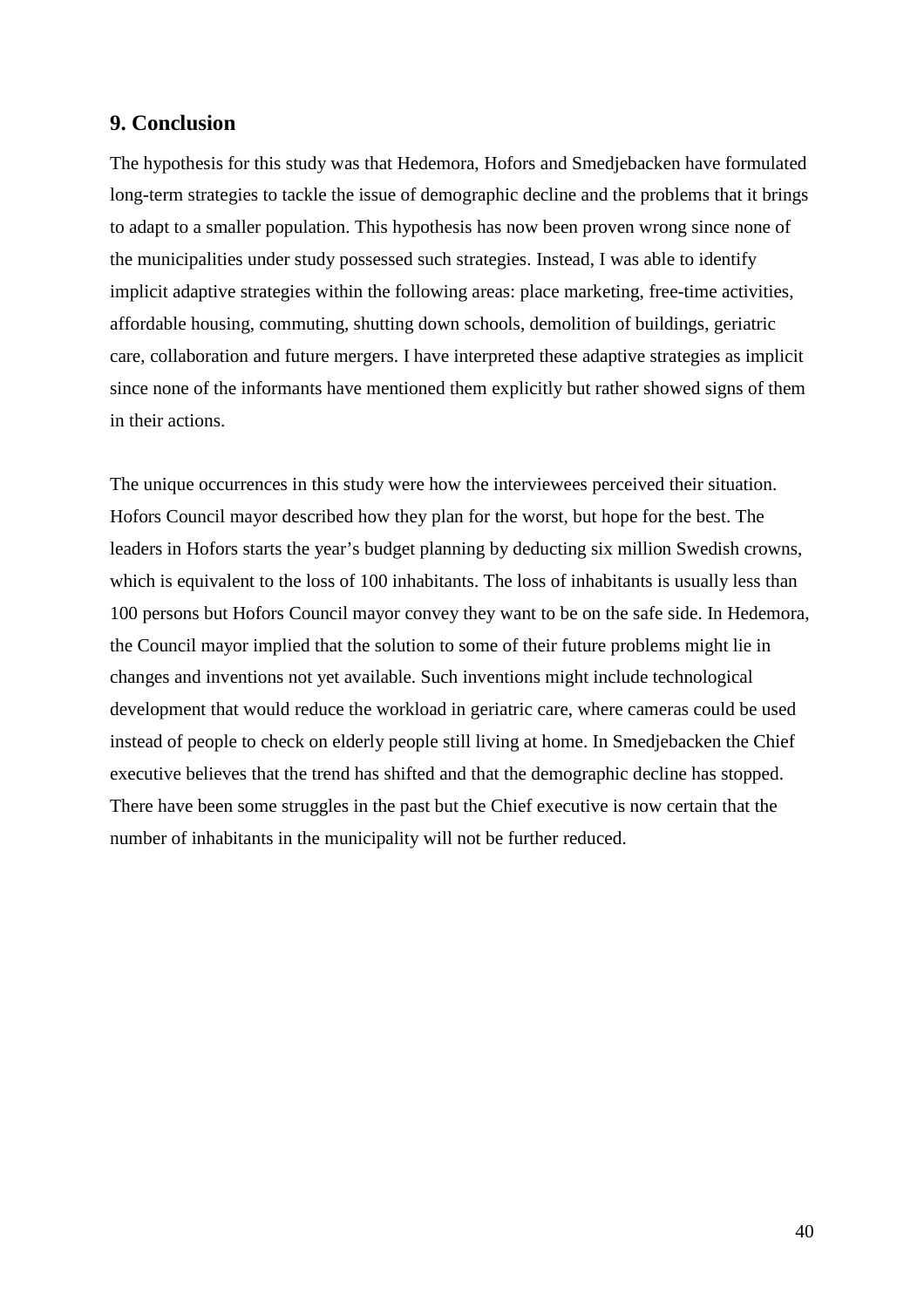## 9. Conclusion

The hypothesis for this study was that Hedemora, Hofors and Smedjebacken have formulated long-term strategies to tackle the issue of demographic decline and the problems that it brings to adapt to a smaller population. This hypothesis has now been proven wrong since none of the municipalities under study possessed such strategies. Instead, I was able to identify implicit adaptive strategies within the following areas: place marketing, free-time activities, affordable housing, commuting, shutting down schools, demolition of buildings, geriatric care, collaboration and future mergers. I have interpreted these adaptive strategies as implicit since none of the informants have mentioned them explicitly but rather showed signs of them in their actions.

The unique occurrences in this study were how the interviewees perceived their situation. Hofors Council mayor described how they plan for the worst, but hope for the best. The leaders in Hofors starts the year's budget planning by deducting six million Swedish crowns, which is equivalent to the loss of 100 inhabitants. The loss of inhabitants is usually less than 100 persons but Hofors Council mayor convey they want to be on the safe side. In Hedemora, the Council mayor implied that the solution to some of their future problems might lie in changes and inventions not yet available. Such inventions might include technological development that would reduce the workload in geriatric care, where cameras could be used instead of people to check on elderly people still living at home. In Smedjebacken the Chief executive believes that the trend has shifted and that the demographic decline has stopped. There have been some struggles in the past but the Chief executive is now certain that the number of inhabitants in the municipality will not be further reduced.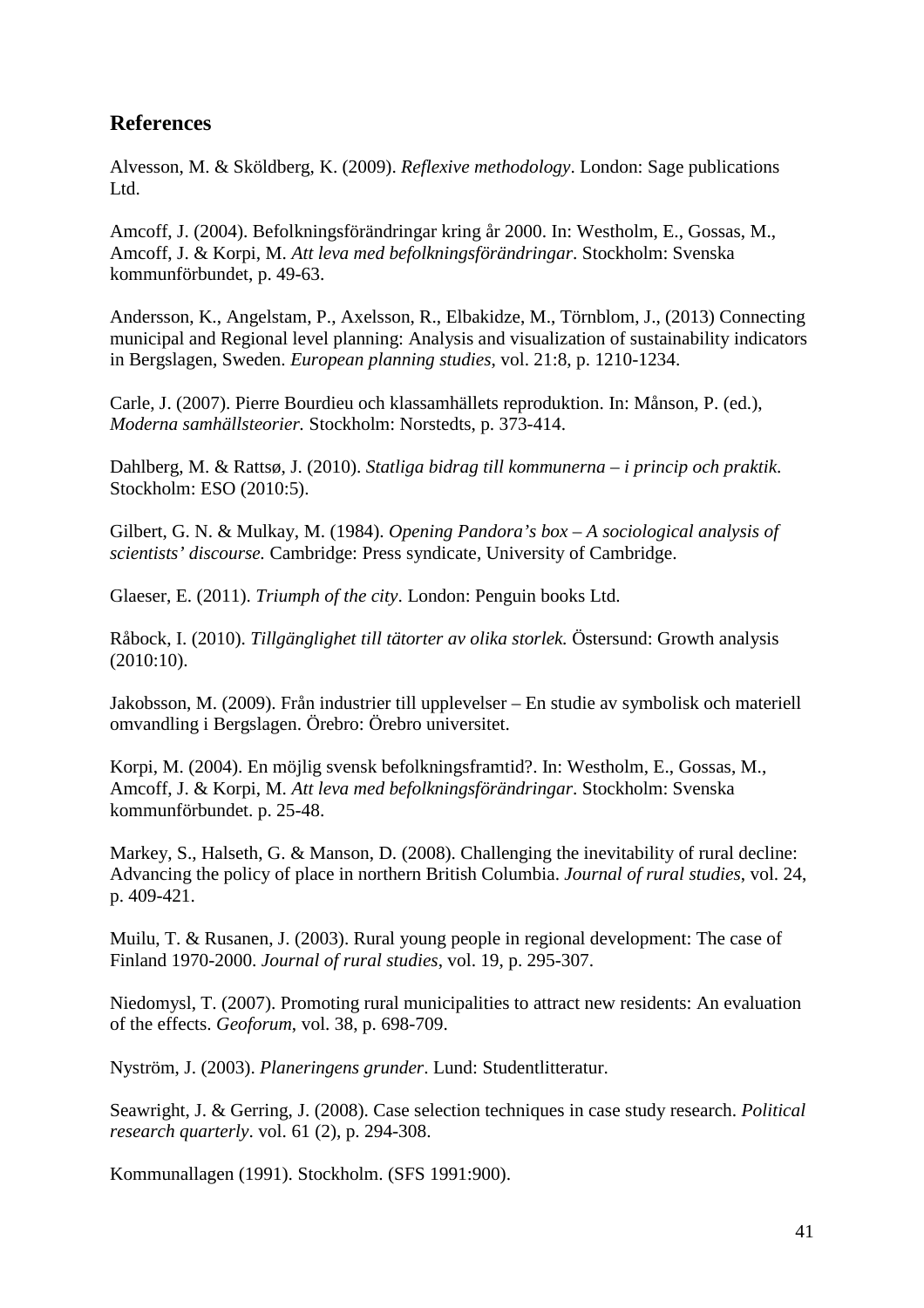## References

Alvesson, M. & Sköldberg, K. (2009). *Reflexive methodology*. London: Sage publications Ltd.

Amcoff, J. (2004). Befolkningsförändringar kring år 2000. In: Westholm, E., Gossas, M., Amcoff, J. & Korpi, M. *Att leva med befolkningsförändringar*. Stockholm: Svenska kommunförbundet, p. 49-63.

Andersson, K., Angelstam, P., Axelsson, R., Elbakidze, M., Törnblom, J., (2013) Connecting municipal and Regional level planning: Analysis and visualization of sustainability indicators in Bergslagen, Sweden. *European planning studies*, vol. 21:8, p. 1210-1234.

Carle, J. (2007). Pierre Bourdieu och klassamhällets reproduktion. In: Månson, P. (ed.), *Moderna samhällsteorier.* Stockholm: Norstedts, p. 373-414.

Dahlberg, M. & Rattsø, J. (2010). *Statliga bidrag till kommunerna – i princip och praktik*. Stockholm: ESO (2010:5).

Gilbert, G. N. & Mulkay, M. (1984). *Opening Pandora's box – A sociological analysis of scientists' discourse.* Cambridge: Press syndicate, University of Cambridge.

Glaeser, E. (2011). *Triumph of the city*. London: Penguin books Ltd.

Råbock, I. (2010). *Tillgänglighet till tätorter av olika storlek.* Östersund: Growth analysis (2010:10).

Jakobsson, M. (2009). Från industrier till upplevelser – En studie av symbolisk och materiell omvandling i Bergslagen. Örebro: Örebro universitet.

Korpi, M. (2004). En möjlig svensk befolkningsframtid?. In: Westholm, E., Gossas, M., Amcoff, J. & Korpi, M. *Att leva med befolkningsförändringar*. Stockholm: Svenska kommunförbundet. p. 25-48.

Markey, S., Halseth, G. & Manson, D. (2008). Challenging the inevitability of rural decline: Advancing the policy of place in northern British Columbia. *Journal of rural studies*, vol. 24, p. 409-421.

Muilu, T. & Rusanen, J. (2003). Rural young people in regional development: The case of Finland 1970-2000. *Journal of rural studies*, vol. 19, p. 295-307.

Niedomysl, T. (2007). Promoting rural municipalities to attract new residents: An evaluation of the effects. *Geoforum*, vol. 38, p. 698-709.

Nyström, J. (2003). *Planeringens grunder*. Lund: Studentlitteratur.

Seawright, J. & Gerring, J. (2008). Case selection techniques in case study research. *Political research quarterly*. vol. 61 (2), p. 294-308.

Kommunallagen (1991). Stockholm. (SFS 1991:900).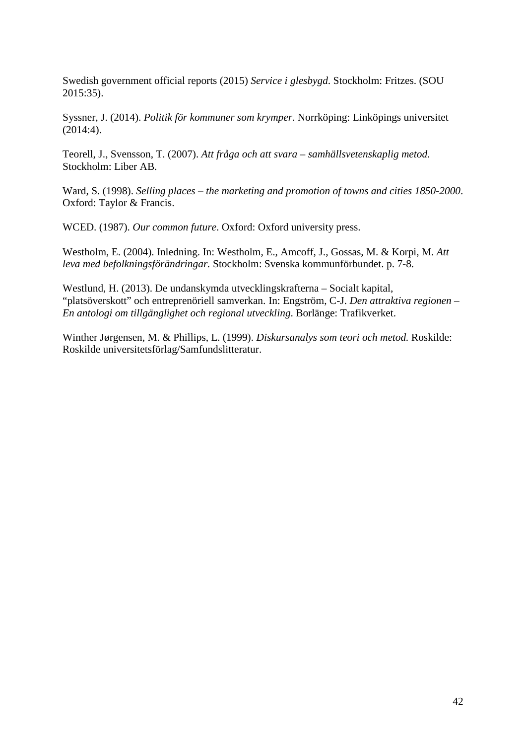Swedish government official reports (2015) *Service i glesbygd*. Stockholm: Fritzes. (SOU 2015:35).

Syssner, J. (2014). *Politik för kommuner som krymper*. Norrköping: Linköpings universitet (2014:4).

Teorell, J., Svensson, T. (2007). *Att fråga och att svara – samhällsvetenskaplig metod.* Stockholm: Liber AB.

Ward, S. (1998). *Selling places – the marketing and promotion of towns and cities 1850-2000*. Oxford: Taylor & Francis.

WCED. (1987). *Our common future*. Oxford: Oxford university press.

Westholm, E. (2004). Inledning. In: Westholm, E., Amcoff, J., Gossas, M. & Korpi, M. *Att leva med befolkningsförändringar.* Stockholm: Svenska kommunförbundet. p. 7-8.

Westlund, H. (2013). De undanskymda utvecklingskrafterna – Socialt kapital, "platsöverskott" och entreprenöriell samverkan. In: Engström, C-J. *Den attraktiva regionen – En antologi om tillgänglighet och regional utveckling*. Borlänge: Trafikverket.

Winther Jørgensen, M. & Phillips, L. (1999). *Diskursanalys som teori och metod.* Roskilde: Roskilde universitetsförlag/Samfundslitteratur.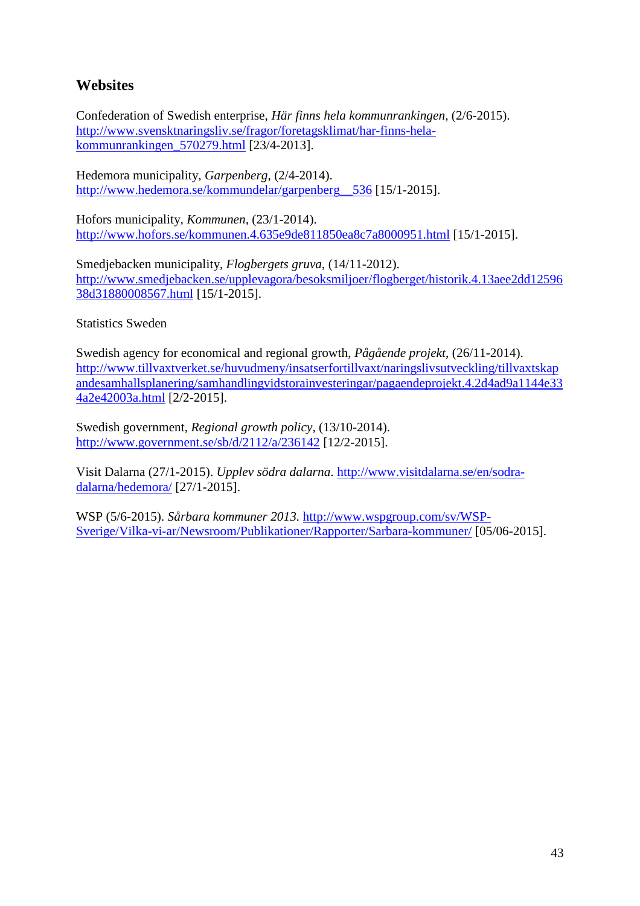## Websites

Confederation of Swedish enterprise, *Här finns hela kommunrankingen*, (2/6-2015). http://www.svensktnaringsliv.se/fragor/foretagsklimat/har-finns-hela-kommunrankingen_570279.html [23/4-2013].

Hedemora municipality, *Garpenberg*, (2/4-2014). http://www.hedemora.se/kommundelar/garpenberg__536 [15/1-2015].

Hofors municipality, *Kommunen*, (23/1-2014). http://www.hofors.se/kommunen.4.635e9de811850ea8c7a8000951.html [15/1-2015].

Smedjebacken municipality, *Flogbergets gruva*, (14/11-2012). http://www.smedjebacken.se/upplevagora/besoksmiljoer/flogberget/historik.4.13aee2dd1259638d31880008567.html [15/1-2015].

Statistics Sweden

Swedish agency for economical and regional growth, *Pågående projekt*, (26/11-2014). http://www.tillvaxtverket.se/huvudmeny/insatserfortillvaxt/naringslivsutveckling/tillvaxtskapandesamhallsplanering/samhandlingvidstorainvesteringar/pagaendeprojekt.4.2d4ad9a1144e334a2e42003a.html [2/2-2015].

Swedish government, *Regional growth policy*, (13/10-2014). http://www.government.se/sb/d/2112/a/236142 [12/2-2015].

Visit Dalarna (27/1-2015). *Upplev södra dalarna*. http://www.visitdalarna.se/en/sodra-dalarna/hedemora/ [27/1-2015].

WSP (5/6-2015). *Sårbara kommuner 2013*. http://www.wspgroup.com/sv/WSP-Sverige/Vilka-vi-ar/Newsroom/Publikationer/Rapporter/Sarbara-kommuner/ [05/06-2015].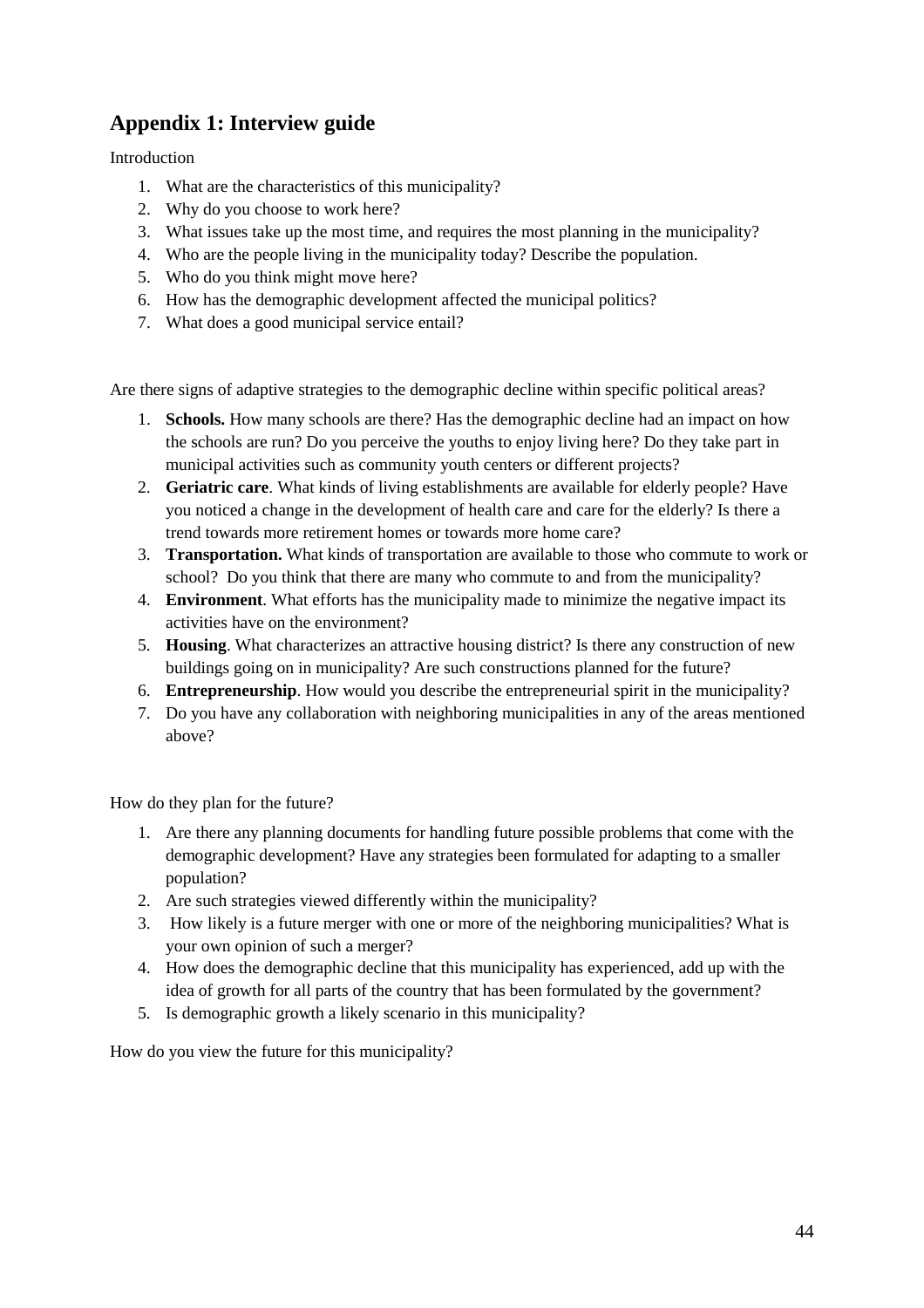## Appendix 1: Interview guide

Introduction

1. What are the characteristics of this municipality?
2. Why do you choose to work here?
3. What issues take up the most time, and requires the most planning in the municipality?
4. Who are the people living in the municipality today? Describe the population.
5. Who do you think might move here?
6. How has the demographic development affected the municipal politics?
7. What does a good municipal service entail?

Are there signs of adaptive strategies to the demographic decline within specific political areas?

1. **Schools.** How many schools are there? Has the demographic decline had an impact on how the schools are run? Do you perceive the youths to enjoy living here? Do they take part in municipal activities such as community youth centers or different projects?
2. **Geriatric care**. What kinds of living establishments are available for elderly people? Have you noticed a change in the development of health care and care for the elderly? Is there a trend towards more retirement homes or towards more home care?
3. **Transportation.** What kinds of transportation are available to those who commute to work or school? Do you think that there are many who commute to and from the municipality?
4. **Environment**. What efforts has the municipality made to minimize the negative impact its activities have on the environment?
5. **Housing**. What characterizes an attractive housing district? Is there any construction of new buildings going on in municipality? Are such constructions planned for the future?
6. **Entrepreneurship**. How would you describe the entrepreneurial spirit in the municipality?
7. Do you have any collaboration with neighboring municipalities in any of the areas mentioned above?

How do they plan for the future?

1. Are there any planning documents for handling future possible problems that come with the demographic development? Have any strategies been formulated for adapting to a smaller population?
2. Are such strategies viewed differently within the municipality?
3. How likely is a future merger with one or more of the neighboring municipalities? What is your own opinion of such a merger?
4. How does the demographic decline that this municipality has experienced, add up with the idea of growth for all parts of the country that has been formulated by the government?
5. Is demographic growth a likely scenario in this municipality?

How do you view the future for this municipality?